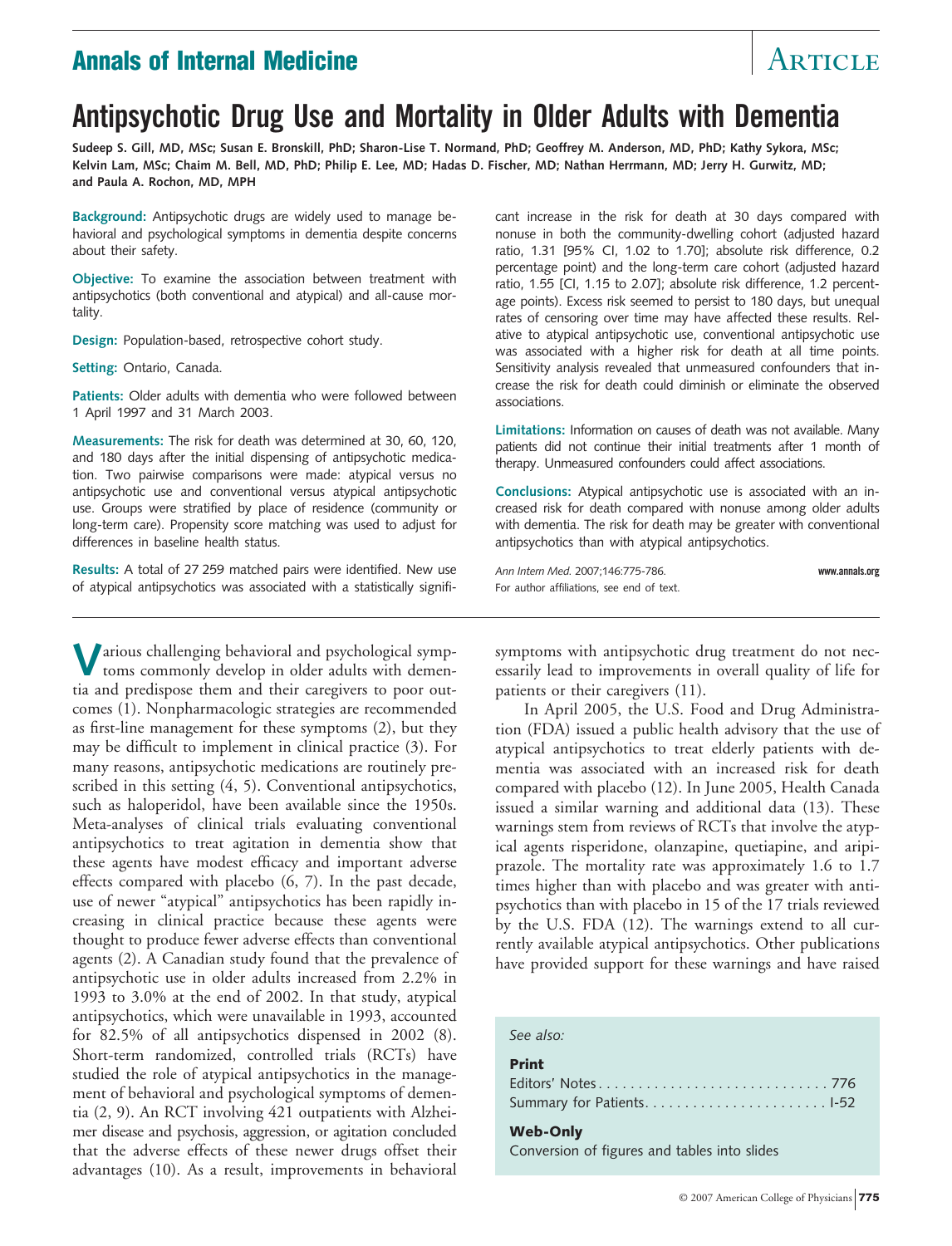# Antipsychotic Drug Use and Mortality in Older Adults with Dementia

**Sudeep S. Gill, MD, MSc; Susan E. Bronskill, PhD; Sharon-Lise T. Normand, PhD; Geoffrey M. Anderson, MD, PhD; Kathy Sykora, MSc; Kelvin Lam, MSc; Chaim M. Bell, MD, PhD; Philip E. Lee, MD; Hadas D. Fischer, MD; Nathan Herrmann, MD; Jerry H. Gurwitz, MD; and Paula A. Rochon, MD, MPH**

**Background:** Antipsychotic drugs are widely used to manage behavioral and psychological symptoms in dementia despite concerns about their safety.

**Objective:** To examine the association between treatment with antipsychotics (both conventional and atypical) and all-cause mortality.

**Design:** Population-based, retrospective cohort study.

**Setting:** Ontario, Canada.

**Patients:** Older adults with dementia who were followed between 1 April 1997 and 31 March 2003.

**Measurements:** The risk for death was determined at 30, 60, 120, and 180 days after the initial dispensing of antipsychotic medication. Two pairwise comparisons were made: atypical versus no antipsychotic use and conventional versus atypical antipsychotic use. Groups were stratified by place of residence (community or long-term care). Propensity score matching was used to adjust for differences in baseline health status.

**Results:** A total of 27 259 matched pairs were identified. New use of atypical antipsychotics was associated with a statistically significant increase in the risk for death at 30 days compared with nonuse in both the community-dwelling cohort (adjusted hazard ratio, 1.31 [95% CI, 1.02 to 1.70]; absolute risk difference, 0.2 percentage point) and the long-term care cohort (adjusted hazard ratio, 1.55 [CI, 1.15 to 2.07]; absolute risk difference, 1.2 percentage points). Excess risk seemed to persist to 180 days, but unequal rates of censoring over time may have affected these results. Relative to atypical antipsychotic use, conventional antipsychotic use was associated with a higher risk for death at all time points. Sensitivity analysis revealed that unmeasured confounders that increase the risk for death could diminish or eliminate the observed associations.

**Limitations:** Information on causes of death was not available. Many patients did not continue their initial treatments after 1 month of therapy. Unmeasured confounders could affect associations.

**Conclusions:** Atypical antipsychotic use is associated with an increased risk for death compared with nonuse among older adults with dementia. The risk for death may be greater with conventional antipsychotics than with atypical antipsychotics.

*Ann Intern Med.* 2007;146:775-786. **www.annals.org**
For author affiliations, see end of text.

Various challenging behavioral and psychological symptoms commonly develop in older adults with dementia and predispose them and their caregivers to poor outcomes (1). Nonpharmacologic strategies are recommended as first-line management for these symptoms (2), but they may be difficult to implement in clinical practice (3). For many reasons, antipsychotic medications are routinely prescribed in this setting (4, 5). Conventional antipsychotics, such as haloperidol, have been available since the 1950s. Meta-analyses of clinical trials evaluating conventional antipsychotics to treat agitation in dementia show that these agents have modest efficacy and important adverse effects compared with placebo (6, 7). In the past decade, use of newer "atypical" antipsychotics has been rapidly increasing in clinical practice because these agents were thought to produce fewer adverse effects than conventional agents (2). A Canadian study found that the prevalence of antipsychotic use in older adults increased from 2.2% in 1993 to 3.0% at the end of 2002. In that study, atypical antipsychotics, which were unavailable in 1993, accounted for 82.5% of all antipsychotics dispensed in 2002 (8). Short-term randomized, controlled trials (RCTs) have studied the role of atypical antipsychotics in the management of behavioral and psychological symptoms of dementia (2, 9). An RCT involving 421 outpatients with Alzheimer disease and psychosis, aggression, or agitation concluded that the adverse effects of these newer drugs offset their advantages (10). As a result, improvements in behavioral symptoms with antipsychotic drug treatment do not necessarily lead to improvements in overall quality of life for patients or their caregivers (11).

In April 2005, the U.S. Food and Drug Administration (FDA) issued a public health advisory that the use of atypical antipsychotics to treat elderly patients with dementia was associated with an increased risk for death compared with placebo (12). In June 2005, Health Canada issued a similar warning and additional data (13). These warnings stem from reviews of RCTs that involve the atypical agents risperidone, olanzapine, quetiapine, and aripiprazole. The mortality rate was approximately 1.6 to 1.7 times higher than with placebo and was greater with antipsychotics than with placebo in 15 of the 17 trials reviewed by the U.S. FDA (12). The warnings extend to all currently available atypical antipsychotics. Other publications have provided support for these warnings and have raised

*See also:*

**Print**
Editors' Notes . . . . . . . . . . 776
Summary for Patients . . . . . . . . . . I-52

**Web-Only**
Conversion of figures and tables into slides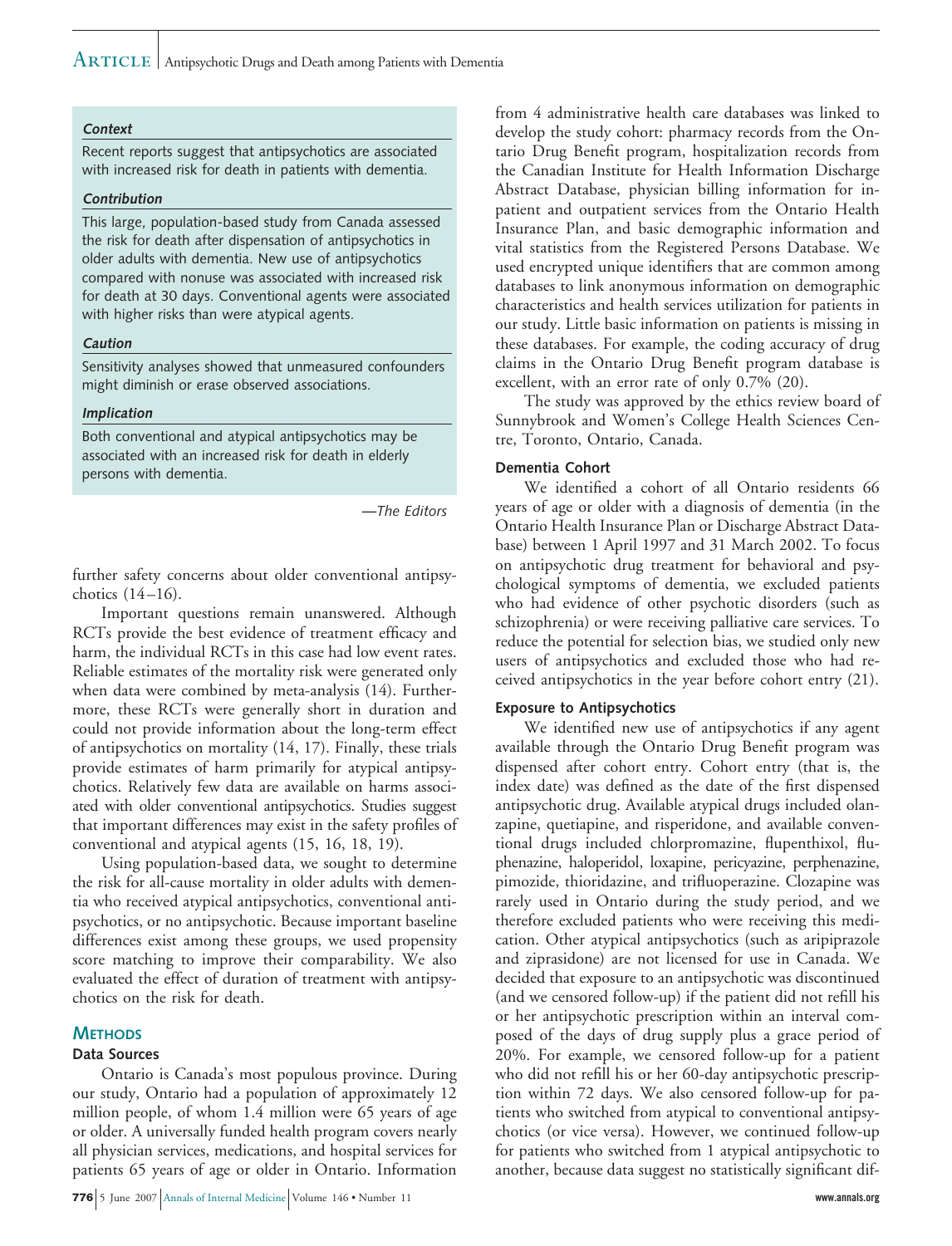### Context

Recent reports suggest that antipsychotics are associated with increased risk for death in patients with dementia.

### Contribution

This large, population-based study from Canada assessed the risk for death after dispensation of antipsychotics in older adults with dementia. New use of antipsychotics compared with nonuse was associated with increased risk for death at 30 days. Conventional agents were associated with higher risks than were atypical agents.

### Caution

Sensitivity analyses showed that unmeasured confounders might diminish or erase observed associations.

### Implication

Both conventional and atypical antipsychotics may be associated with an increased risk for death in elderly persons with dementia.

—*The Editors*

further safety concerns about older conventional antipsychotics (14–16).

Important questions remain unanswered. Although RCTs provide the best evidence of treatment efficacy and harm, the individual RCTs in this case had low event rates. Reliable estimates of the mortality risk were generated only when data were combined by meta-analysis (14). Furthermore, these RCTs were generally short in duration and could not provide information about the long-term effect of antipsychotics on mortality (14, 17). Finally, these trials provide estimates of harm primarily for atypical antipsychotics. Relatively few data are available on harms associated with older conventional antipsychotics. Studies suggest that important differences may exist in the safety profiles of conventional and atypical agents (15, 16, 18, 19).

Using population-based data, we sought to determine the risk for all-cause mortality in older adults with dementia who received atypical antipsychotics, conventional antipsychotics, or no antipsychotic. Because important baseline differences exist among these groups, we used propensity score matching to improve their comparability. We also evaluated the effect of duration of treatment with antipsychotics on the risk for death.

## METHODS

### Data Sources

Ontario is Canada's most populous province. During our study, Ontario had a population of approximately 12 million people, of whom 1.4 million were 65 years of age or older. A universally funded health program covers nearly all physician services, medications, and hospital services for patients 65 years of age or older in Ontario. Information from 4 administrative health care databases was linked to develop the study cohort: pharmacy records from the Ontario Drug Benefit program, hospitalization records from the Canadian Institute for Health Information Discharge Abstract Database, physician billing information for inpatient and outpatient services from the Ontario Health Insurance Plan, and basic demographic information and vital statistics from the Registered Persons Database. We used encrypted unique identifiers that are common among databases to link anonymous information on demographic characteristics and health services utilization for patients in our study. Little basic information on patients is missing in these databases. For example, the coding accuracy of drug claims in the Ontario Drug Benefit program database is excellent, with an error rate of only 0.7% (20).

The study was approved by the ethics review board of Sunnybrook and Women's College Health Sciences Centre, Toronto, Ontario, Canada.

### Dementia Cohort

We identified a cohort of all Ontario residents 66 years of age or older with a diagnosis of dementia (in the Ontario Health Insurance Plan or Discharge Abstract Database) between 1 April 1997 and 31 March 2002. To focus on antipsychotic drug treatment for behavioral and psychological symptoms of dementia, we excluded patients who had evidence of other psychotic disorders (such as schizophrenia) or were receiving palliative care services. To reduce the potential for selection bias, we studied only new users of antipsychotics and excluded those who had received antipsychotics in the year before cohort entry (21).

### Exposure to Antipsychotics

We identified new use of antipsychotics if any agent available through the Ontario Drug Benefit program was dispensed after cohort entry. Cohort entry (that is, the index date) was defined as the date of the first dispensed antipsychotic drug. Available atypical drugs included olanzapine, quetiapine, and risperidone, and available conventional drugs included chlorpromazine, flupenthixol, fluphenazine, haloperidol, loxapine, pericyazine, perphenazine, pimozide, thioridazine, and trifluoperazine. Clozapine was rarely used in Ontario during the study period, and we therefore excluded patients who were receiving this medication. Other atypical antipsychotics (such as aripiprazole and ziprasidone) are not licensed for use in Canada. We decided that exposure to an antipsychotic was discontinued (and we censored follow-up) if the patient did not refill his or her antipsychotic prescription within an interval composed of the days of drug supply plus a grace period of 20%. For example, we censored follow-up for a patient who did not refill his or her 60-day antipsychotic prescription within 72 days. We also censored follow-up for patients who switched from atypical to conventional antipsychotics (or vice versa). However, we continued follow-up for patients who switched from 1 atypical antipsychotic to another, because data suggest no statistically significant dif-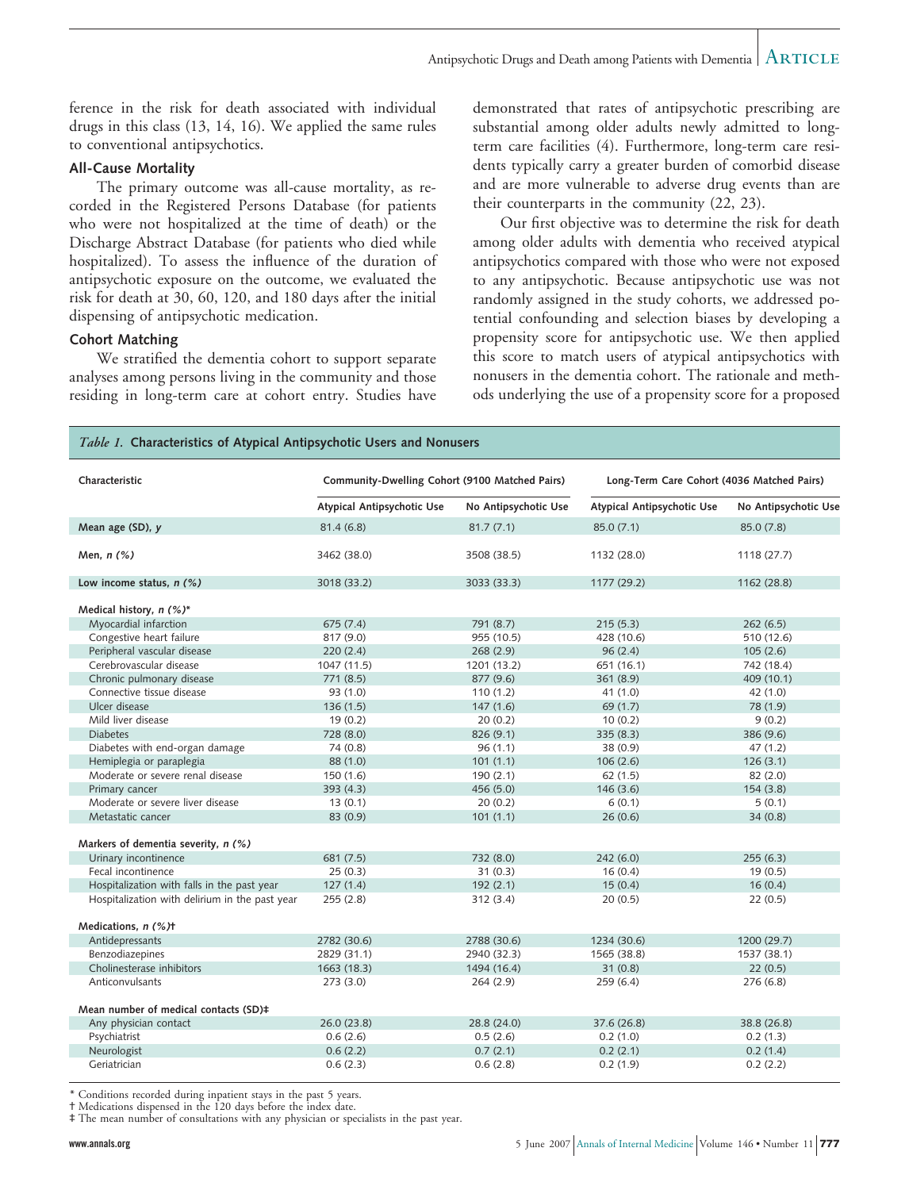ference in the risk for death associated with individual drugs in this class (13, 14, 16). We applied the same rules to conventional antipsychotics.

### All-Cause Mortality

The primary outcome was all-cause mortality, as recorded in the Registered Persons Database (for patients who were not hospitalized at the time of death) or the Discharge Abstract Database (for patients who died while hospitalized). To assess the influence of the duration of antipsychotic exposure on the outcome, we evaluated the risk for death at 30, 60, 120, and 180 days after the initial dispensing of antipsychotic medication.

### Cohort Matching

We stratified the dementia cohort to support separate analyses among persons living in the community and those residing in long-term care at cohort entry. Studies have demonstrated that rates of antipsychotic prescribing are substantial among older adults newly admitted to long-term care facilities (4). Furthermore, long-term care residents typically carry a greater burden of comorbid disease and are more vulnerable to adverse drug events than are their counterparts in the community (22, 23).

Our first objective was to determine the risk for death among older adults with dementia who received atypical antipsychotics compared with those who were not exposed to any antipsychotic. Because antipsychotic use was not randomly assigned in the study cohorts, we addressed potential confounding and selection biases by developing a propensity score for antipsychotic use. We then applied this score to match users of atypical antipsychotics with nonusers in the dementia cohort. The rationale and methods underlying the use of a propensity score for a proposed

*Table 1.* **Characteristics of Atypical Antipsychotic Users and Nonusers**

| Characteristic | Community-Dwelling Cohort (9100 Matched Pairs) | | Long-Term Care Cohort (4036 Matched Pairs) | |
|---|---|---|---|---|
| | Atypical Antipsychotic Use | No Antipsychotic Use | Atypical Antipsychotic Use | No Antipsychotic Use |
| **Mean age (SD), *y*** | 81.4 (6.8) | 81.7 (7.1) | 85.0 (7.1) | 85.0 (7.8) |
| **Men, *n (%)*** | 3462 (38.0) | 3508 (38.5) | 1132 (28.0) | 1118 (27.7) |
| **Low income status, *n (%)*** | 3018 (33.2) | 3033 (33.3) | 1177 (29.2) | 1162 (28.8) |
| **Medical history, *n (%)**** | | | | |
| Myocardial infarction | 675 (7.4) | 791 (8.7) | 215 (5.3) | 262 (6.5) |
| Congestive heart failure | 817 (9.0) | 955 (10.5) | 428 (10.6) | 510 (12.6) |
| Peripheral vascular disease | 220 (2.4) | 268 (2.9) | 96 (2.4) | 105 (2.6) |
| Cerebrovascular disease | 1047 (11.5) | 1201 (13.2) | 651 (16.1) | 742 (18.4) |
| Chronic pulmonary disease | 771 (8.5) | 877 (9.6) | 361 (8.9) | 409 (10.1) |
| Connective tissue disease | 93 (1.0) | 110 (1.2) | 41 (1.0) | 42 (1.0) |
| Ulcer disease | 136 (1.5) | 147 (1.6) | 69 (1.7) | 78 (1.9) |
| Mild liver disease | 19 (0.2) | 20 (0.2) | 10 (0.2) | 9 (0.2) |
| Diabetes | 728 (8.0) | 826 (9.1) | 335 (8.3) | 386 (9.6) |
| Diabetes with end-organ damage | 74 (0.8) | 96 (1.1) | 38 (0.9) | 47 (1.2) |
| Hemiplegia or paraplegia | 88 (1.0) | 101 (1.1) | 106 (2.6) | 126 (3.1) |
| Moderate or severe renal disease | 150 (1.6) | 190 (2.1) | 62 (1.5) | 82 (2.0) |
| Primary cancer | 393 (4.3) | 456 (5.0) | 146 (3.6) | 154 (3.8) |
| Moderate or severe liver disease | 13 (0.1) | 20 (0.2) | 6 (0.1) | 5 (0.1) |
| Metastatic cancer | 83 (0.9) | 101 (1.1) | 26 (0.6) | 34 (0.8) |
| **Markers of dementia severity, *n (%)*** | | | | |
| Urinary incontinence | 681 (7.5) | 732 (8.0) | 242 (6.0) | 255 (6.3) |
| Fecal incontinence | 25 (0.3) | 31 (0.3) | 16 (0.4) | 19 (0.5) |
| Hospitalization with falls in the past year | 127 (1.4) | 192 (2.1) | 15 (0.4) | 16 (0.4) |
| Hospitalization with delirium in the past year | 255 (2.8) | 312 (3.4) | 20 (0.5) | 22 (0.5) |
| **Medications, *n (%)*†** | | | | |
| Antidepressants | 2782 (30.6) | 2788 (30.6) | 1234 (30.6) | 1200 (29.7) |
| Benzodiazepines | 2829 (31.1) | 2940 (32.3) | 1565 (38.8) | 1537 (38.1) |
| Cholinesterase inhibitors | 1663 (18.3) | 1494 (16.4) | 31 (0.8) | 22 (0.5) |
| Anticonvulsants | 273 (3.0) | 264 (2.9) | 259 (6.4) | 276 (6.8) |
| **Mean number of medical contacts (SD)‡** | | | | |
| Any physician contact | 26.0 (23.8) | 28.8 (24.0) | 37.6 (26.8) | 38.8 (26.8) |
| Psychiatrist | 0.6 (2.6) | 0.5 (2.6) | 0.2 (1.0) | 0.2 (1.3) |
| Neurologist | 0.6 (2.2) | 0.7 (2.1) | 0.2 (2.1) | 0.2 (1.4) |
| Geriatrician | 0.6 (2.3) | 0.6 (2.8) | 0.2 (1.9) | 0.2 (2.2) |

\* Conditions recorded during inpatient stays in the past 5 years.
† Medications dispensed in the 120 days before the index date.
‡ The mean number of consultations with any physician or specialists in the past year.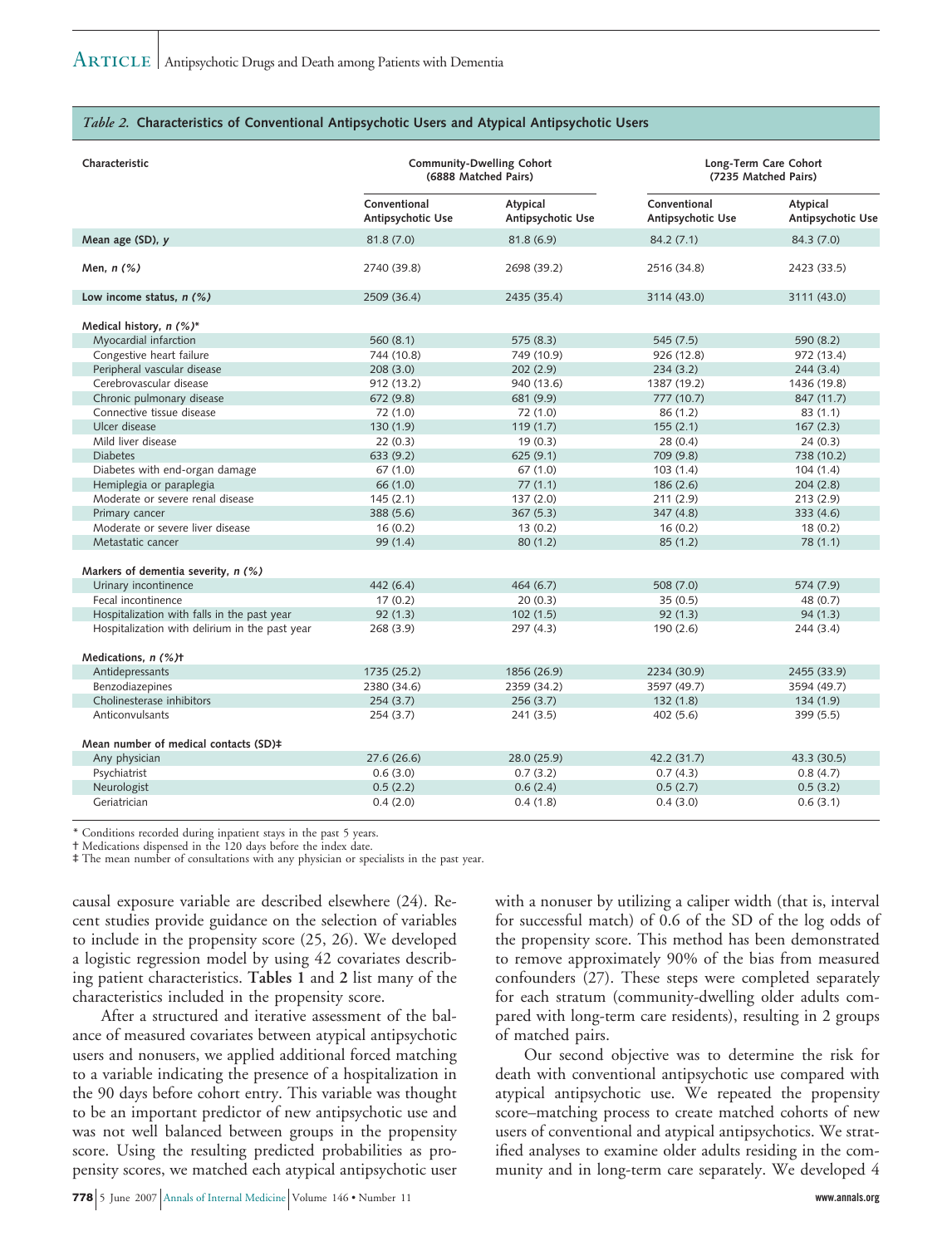*Table 2.* **Characteristics of Conventional Antipsychotic Users and Atypical Antipsychotic Users**

| Characteristic | Community-Dwelling Cohort (6888 Matched Pairs) | | Long-Term Care Cohort (7235 Matched Pairs) | |
|---|---|---|---|---|
| | Conventional Antipsychotic Use | Atypical Antipsychotic Use | Conventional Antipsychotic Use | Atypical Antipsychotic Use |
| **Mean age (SD), *y*** | 81.8 (7.0) | 81.8 (6.9) | 84.2 (7.1) | 84.3 (7.0) |
| **Men, *n (%)*** | 2740 (39.8) | 2698 (39.2) | 2516 (34.8) | 2423 (33.5) |
| **Low income status, *n (%)*** | 2509 (36.4) | 2435 (35.4) | 3114 (43.0) | 3111 (43.0) |
| **Medical history, *n (%)**** | | | | |
| Myocardial infarction | 560 (8.1) | 575 (8.3) | 545 (7.5) | 590 (8.2) |
| Congestive heart failure | 744 (10.8) | 749 (10.9) | 926 (12.8) | 972 (13.4) |
| Peripheral vascular disease | 208 (3.0) | 202 (2.9) | 234 (3.2) | 244 (3.4) |
| Cerebrovascular disease | 912 (13.2) | 940 (13.6) | 1387 (19.2) | 1436 (19.8) |
| Chronic pulmonary disease | 672 (9.8) | 681 (9.9) | 777 (10.7) | 847 (11.7) |
| Connective tissue disease | 72 (1.0) | 72 (1.0) | 86 (1.2) | 83 (1.1) |
| Ulcer disease | 130 (1.9) | 119 (1.7) | 155 (2.1) | 167 (2.3) |
| Mild liver disease | 22 (0.3) | 19 (0.3) | 28 (0.4) | 24 (0.3) |
| Diabetes | 633 (9.2) | 625 (9.1) | 709 (9.8) | 738 (10.2) |
| Diabetes with end-organ damage | 67 (1.0) | 67 (1.0) | 103 (1.4) | 104 (1.4) |
| Hemiplegia or paraplegia | 66 (1.0) | 77 (1.1) | 186 (2.6) | 204 (2.8) |
| Moderate or severe renal disease | 145 (2.1) | 137 (2.0) | 211 (2.9) | 213 (2.9) |
| Primary cancer | 388 (5.6) | 367 (5.3) | 347 (4.8) | 333 (4.6) |
| Moderate or severe liver disease | 16 (0.2) | 13 (0.2) | 16 (0.2) | 18 (0.2) |
| Metastatic cancer | 99 (1.4) | 80 (1.2) | 85 (1.2) | 78 (1.1) |
| **Markers of dementia severity, *n (%)*** | | | | |
| Urinary incontinence | 442 (6.4) | 464 (6.7) | 508 (7.0) | 574 (7.9) |
| Fecal incontinence | 17 (0.2) | 20 (0.3) | 35 (0.5) | 48 (0.7) |
| Hospitalization with falls in the past year | 92 (1.3) | 102 (1.5) | 92 (1.3) | 94 (1.3) |
| Hospitalization with delirium in the past year | 268 (3.9) | 297 (4.3) | 190 (2.6) | 244 (3.4) |
| **Medications, *n (%)*†** | | | | |
| Antidepressants | 1735 (25.2) | 1856 (26.9) | 2234 (30.9) | 2455 (33.9) |
| Benzodiazepines | 2380 (34.6) | 2359 (34.2) | 3597 (49.7) | 3594 (49.7) |
| Cholinesterase inhibitors | 254 (3.7) | 256 (3.7) | 132 (1.8) | 134 (1.9) |
| Anticonvulsants | 254 (3.7) | 241 (3.5) | 402 (5.6) | 399 (5.5) |
| **Mean number of medical contacts (SD)‡** | | | | |
| Any physician | 27.6 (26.6) | 28.0 (25.9) | 42.2 (31.7) | 43.3 (30.5) |
| Psychiatrist | 0.6 (3.0) | 0.7 (3.2) | 0.7 (4.3) | 0.8 (4.7) |
| Neurologist | 0.5 (2.2) | 0.6 (2.4) | 0.5 (2.7) | 0.5 (3.2) |
| Geriatrician | 0.4 (2.0) | 0.4 (1.8) | 0.4 (3.0) | 0.6 (3.1) |

\* Conditions recorded during inpatient stays in the past 5 years.
† Medications dispensed in the 120 days before the index date.
‡ The mean number of consultations with any physician or specialists in the past year.

causal exposure variable are described elsewhere (24). Recent studies provide guidance on the selection of variables to include in the propensity score (25, 26). We developed a logistic regression model by using 42 covariates describing patient characteristics. **Tables 1** and **2** list many of the characteristics included in the propensity score.

After a structured and iterative assessment of the balance of measured covariates between atypical antipsychotic users and nonusers, we applied additional forced matching to a variable indicating the presence of a hospitalization in the 90 days before cohort entry. This variable was thought to be an important predictor of new antipsychotic use and was not well balanced between groups in the propensity score. Using the resulting predicted probabilities as propensity scores, we matched each atypical antipsychotic user with a nonuser by utilizing a caliper width (that is, interval for successful match) of 0.6 of the SD of the log odds of the propensity score. This method has been demonstrated to remove approximately 90% of the bias from measured confounders (27). These steps were completed separately for each stratum (community-dwelling older adults compared with long-term care residents), resulting in 2 groups of matched pairs.

Our second objective was to determine the risk for death with conventional antipsychotic use compared with atypical antipsychotic use. We repeated the propensity score–matching process to create matched cohorts of new users of conventional and atypical antipsychotics. We stratified analyses to examine older adults residing in the community and in long-term care separately. We developed 4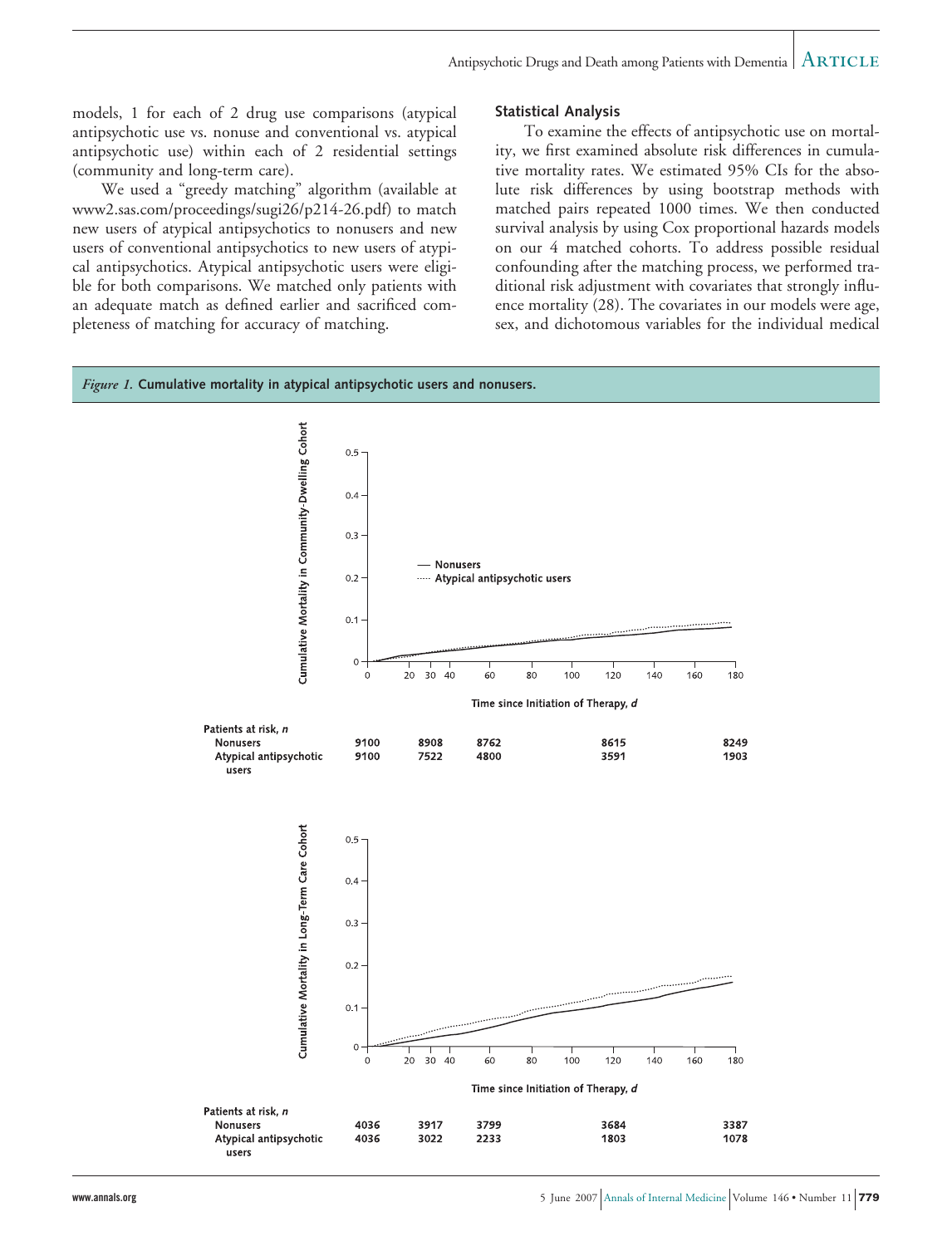models, 1 for each of 2 drug use comparisons (atypical antipsychotic use vs. nonuse and conventional vs. atypical antipsychotic use) within each of 2 residential settings (community and long-term care).

We used a "greedy matching" algorithm (available at www2.sas.com/proceedings/sugi26/p214-26.pdf) to match new users of atypical antipsychotics to nonusers and new users of conventional antipsychotics to new users of atypical antipsychotics. Atypical antipsychotic users were eligible for both comparisons. We matched only patients with an adequate match as defined earlier and sacrificed completeness of matching for accuracy of matching.

### Statistical Analysis

To examine the effects of antipsychotic use on mortality, we first examined absolute risk differences in cumulative mortality rates. We estimated 95% CIs for the absolute risk differences by using bootstrap methods with matched pairs repeated 1000 times. We then conducted survival analysis by using Cox proportional hazards models on our 4 matched cohorts. To address possible residual confounding after the matching process, we performed traditional risk adjustment with covariates that strongly influence mortality (28). The covariates in our models were age, sex, and dichotomous variables for the individual medical

*Figure 1.* **Cumulative mortality in atypical antipsychotic users and nonusers.**

| Patients at risk, *n* | 0 | 20 | 40 | 100 | 180 |
|---|---|---|---|---|---|
| Nonusers | 9100 | 8908 | 8762 | 8615 | 8249 |
| Atypical antipsychotic users | 9100 | 7522 | 4800 | 3591 | 1903 |

| Patients at risk, *n* | 0 | 20 | 40 | 100 | 180 |
|---|---|---|---|---|---|
| Nonusers | 4036 | 3917 | 3799 | 3684 | 3387 |
| Atypical antipsychotic users | 4036 | 3022 | 2233 | 1803 | 1078 |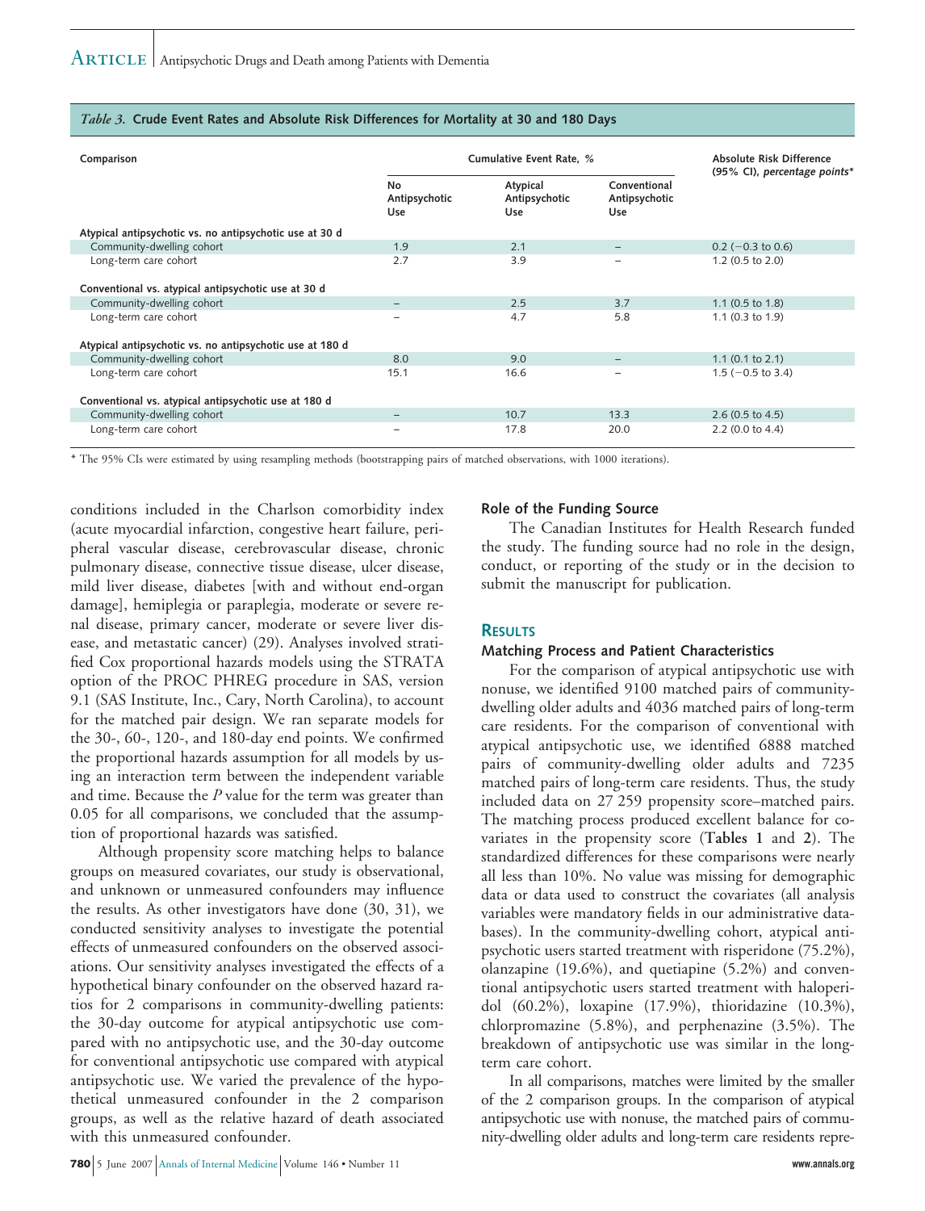*Table 3.* **Crude Event Rates and Absolute Risk Differences for Mortality at 30 and 180 Days**

| Comparison | Cumulative Event Rate, % | | | Absolute Risk Difference (95% CI), *percentage points** |
|---|---|---|---|---|
| | No Antipsychotic Use | Atypical Antipsychotic Use | Conventional Antipsychotic Use | |
| **Atypical antipsychotic vs. no antipsychotic use at 30 d** | | | | |
| Community-dwelling cohort | 1.9 | 2.1 | – | 0.2 (−0.3 to 0.6) |
| Long-term care cohort | 2.7 | 3.9 | – | 1.2 (0.5 to 2.0) |
| **Conventional vs. atypical antipsychotic use at 30 d** | | | | |
| Community-dwelling cohort | – | 2.5 | 3.7 | 1.1 (0.5 to 1.8) |
| Long-term care cohort | – | 4.7 | 5.8 | 1.1 (0.3 to 1.9) |
| **Atypical antipsychotic vs. no antipsychotic use at 180 d** | | | | |
| Community-dwelling cohort | 8.0 | 9.0 | – | 1.1 (0.1 to 2.1) |
| Long-term care cohort | 15.1 | 16.6 | – | 1.5 (−0.5 to 3.4) |
| **Conventional vs. atypical antipsychotic use at 180 d** | | | | |
| Community-dwelling cohort | – | 10.7 | 13.3 | 2.6 (0.5 to 4.5) |
| Long-term care cohort | – | 17.8 | 20.0 | 2.2 (0.0 to 4.4) |

\* The 95% CIs were estimated by using resampling methods (bootstrapping pairs of matched observations, with 1000 iterations).

conditions included in the Charlson comorbidity index (acute myocardial infarction, congestive heart failure, peripheral vascular disease, cerebrovascular disease, chronic pulmonary disease, connective tissue disease, ulcer disease, mild liver disease, diabetes [with and without end-organ damage], hemiplegia or paraplegia, moderate or severe renal disease, primary cancer, moderate or severe liver disease, and metastatic cancer) (29). Analyses involved stratified Cox proportional hazards models using the STRATA option of the PROC PHREG procedure in SAS, version 9.1 (SAS Institute, Inc., Cary, North Carolina), to account for the matched pair design. We ran separate models for the 30-, 60-, 120-, and 180-day end points. We confirmed the proportional hazards assumption for all models by using an interaction term between the independent variable and time. Because the $P$ value for the term was greater than 0.05 for all comparisons, we concluded that the assumption of proportional hazards was satisfied.

Although propensity score matching helps to balance groups on measured covariates, our study is observational, and unknown or unmeasured confounders may influence the results. As other investigators have done (30, 31), we conducted sensitivity analyses to investigate the potential effects of unmeasured confounders on the observed associations. Our sensitivity analyses investigated the effects of a hypothetical binary confounder on the observed hazard ratios for 2 comparisons in community-dwelling patients: the 30-day outcome for atypical antipsychotic use compared with no antipsychotic use, and the 30-day outcome for conventional antipsychotic use compared with atypical antipsychotic use. We varied the prevalence of the hypothetical unmeasured confounder in the 2 comparison groups, as well as the relative hazard of death associated with this unmeasured confounder.

### Role of the Funding Source

The Canadian Institutes for Health Research funded the study. The funding source had no role in the design, conduct, or reporting of the study or in the decision to submit the manuscript for publication.

## RESULTS

### Matching Process and Patient Characteristics

For the comparison of atypical antipsychotic use with nonuse, we identified 9100 matched pairs of community-dwelling older adults and 4036 matched pairs of long-term care residents. For the comparison of conventional with atypical antipsychotic use, we identified 6888 matched pairs of community-dwelling older adults and 7235 matched pairs of long-term care residents. Thus, the study included data on 27 259 propensity score–matched pairs. The matching process produced excellent balance for covariates in the propensity score (**Tables 1** and **2**). The standardized differences for these comparisons were nearly all less than 10%. No value was missing for demographic data or data used to construct the covariates (all analysis variables were mandatory fields in our administrative databases). In the community-dwelling cohort, atypical antipsychotic users started treatment with risperidone (75.2%), olanzapine (19.6%), and quetiapine (5.2%) and conventional antipsychotic users started treatment with haloperidol (60.2%), loxapine (17.9%), thioridazine (10.3%), chlorpromazine (5.8%), and perphenazine (3.5%). The breakdown of antipsychotic use was similar in the long-term care cohort.

In all comparisons, matches were limited by the smaller of the 2 comparison groups. In the comparison of atypical antipsychotic use with nonuse, the matched pairs of community-dwelling older adults and long-term care residents repre-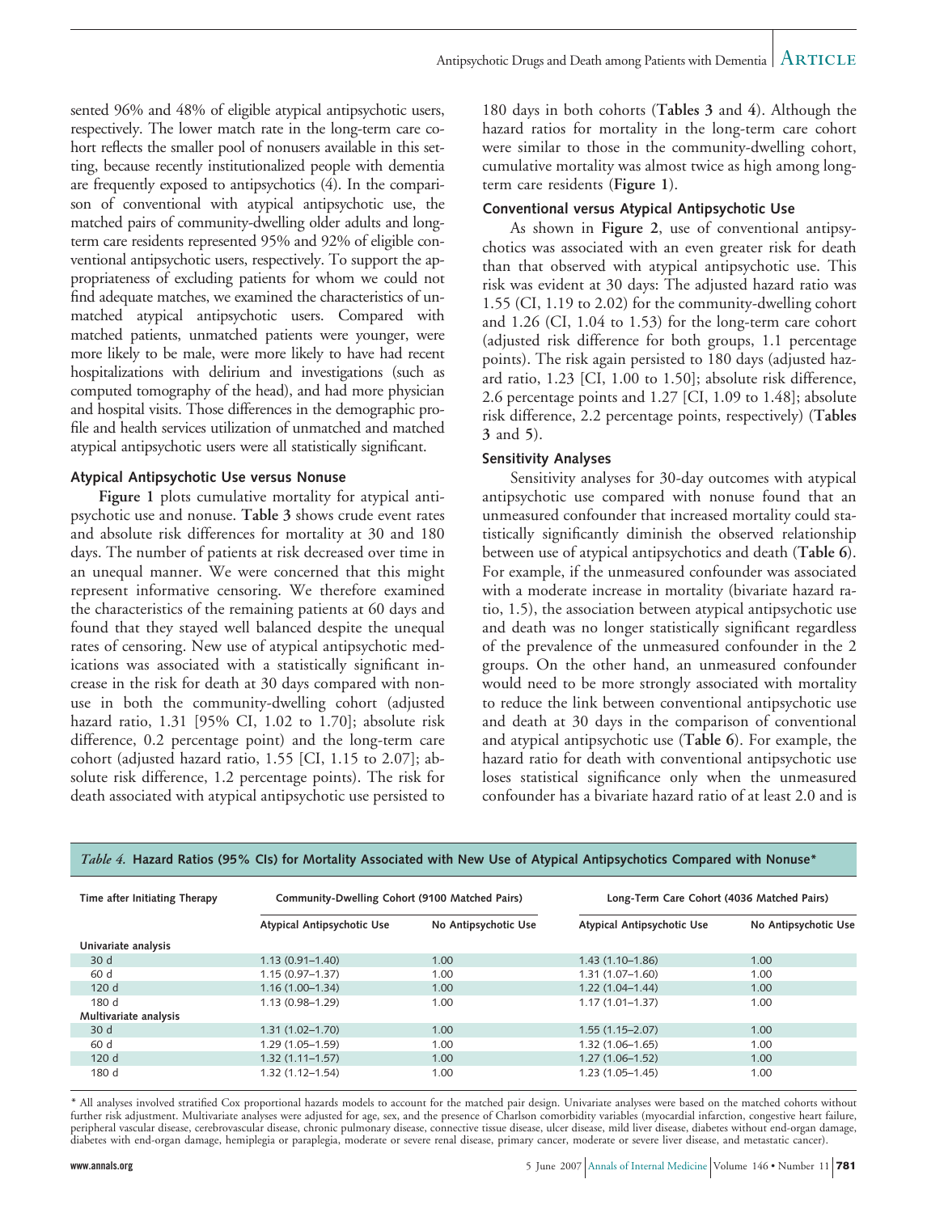sented 96% and 48% of eligible atypical antipsychotic users, respectively. The lower match rate in the long-term care cohort reflects the smaller pool of nonusers available in this setting, because recently institutionalized people with dementia are frequently exposed to antipsychotics (4). In the comparison of conventional with atypical antipsychotic use, the matched pairs of community-dwelling older adults and long-term care residents represented 95% and 92% of eligible conventional antipsychotic users, respectively. To support the appropriateness of excluding patients for whom we could not find adequate matches, we examined the characteristics of unmatched atypical antipsychotic users. Compared with matched patients, unmatched patients were younger, were more likely to be male, were more likely to have had recent hospitalizations with delirium and investigations (such as computed tomography of the head), and had more physician and hospital visits. Those differences in the demographic profile and health services utilization of unmatched and matched atypical antipsychotic users were all statistically significant.

### Atypical Antipsychotic Use versus Nonuse

**Figure 1** plots cumulative mortality for atypical antipsychotic use and nonuse. **Table 3** shows crude event rates and absolute risk differences for mortality at 30 and 180 days. The number of patients at risk decreased over time in an unequal manner. We were concerned that this might represent informative censoring. We therefore examined the characteristics of the remaining patients at 60 days and found that they stayed well balanced despite the unequal rates of censoring. New use of atypical antipsychotic medications was associated with a statistically significant increase in the risk for death at 30 days compared with nonuse in both the community-dwelling cohort (adjusted hazard ratio, 1.31 [95% CI, 1.02 to 1.70]; absolute risk difference, 0.2 percentage point) and the long-term care cohort (adjusted hazard ratio, 1.55 [CI, 1.15 to 2.07]; absolute risk difference, 1.2 percentage points). The risk for death associated with atypical antipsychotic use persisted to 180 days in both cohorts (**Tables 3** and **4**). Although the hazard ratios for mortality in the long-term care cohort were similar to those in the community-dwelling cohort, cumulative mortality was almost twice as high among long-term care residents (**Figure 1**).

### Conventional versus Atypical Antipsychotic Use

As shown in **Figure 2**, use of conventional antipsychotics was associated with an even greater risk for death than that observed with atypical antipsychotic use. This risk was evident at 30 days: The adjusted hazard ratio was 1.55 (CI, 1.19 to 2.02) for the community-dwelling cohort and 1.26 (CI, 1.04 to 1.53) for the long-term care cohort (adjusted risk difference for both groups, 1.1 percentage points). The risk again persisted to 180 days (adjusted hazard ratio, 1.23 [CI, 1.00 to 1.50]; absolute risk difference, 2.6 percentage points and 1.27 [CI, 1.09 to 1.48]; absolute risk difference, 2.2 percentage points, respectively) (**Tables 3** and **5**).

### Sensitivity Analyses

Sensitivity analyses for 30-day outcomes with atypical antipsychotic use compared with nonuse found that an unmeasured confounder that increased mortality could statistically significantly diminish the observed relationship between use of atypical antipsychotics and death (**Table 6**). For example, if the unmeasured confounder was associated with a moderate increase in mortality (bivariate hazard ratio, 1.5), the association between atypical antipsychotic use and death was no longer statistically significant regardless of the prevalence of the unmeasured confounder in the 2 groups. On the other hand, an unmeasured confounder would need to be more strongly associated with mortality to reduce the link between conventional antipsychotic use and death at 30 days in the comparison of conventional and atypical antipsychotic use (**Table 6**). For example, the hazard ratio for death with conventional antipsychotic use loses statistical significance only when the unmeasured confounder has a bivariate hazard ratio of at least 2.0 and is

*Table 4.* **Hazard Ratios (95% CIs) for Mortality Associated with New Use of Atypical Antipsychotics Compared with Nonuse***

| Time after Initiating Therapy | Community-Dwelling Cohort (9100 Matched Pairs) | | Long-Term Care Cohort (4036 Matched Pairs) | |
|---|---|---|---|---|
| | Atypical Antipsychotic Use | No Antipsychotic Use | Atypical Antipsychotic Use | No Antipsychotic Use |
| Univariate analysis | | | | |
| 30 d | 1.13 (0.91–1.40) | 1.00 | 1.43 (1.10–1.86) | 1.00 |
| 60 d | 1.15 (0.97–1.37) | 1.00 | 1.31 (1.07–1.60) | 1.00 |
| 120 d | 1.16 (1.00–1.34) | 1.00 | 1.22 (1.04–1.44) | 1.00 |
| 180 d | 1.13 (0.98–1.29) | 1.00 | 1.17 (1.01–1.37) | 1.00 |
| Multivariate analysis | | | | |
| 30 d | 1.31 (1.02–1.70) | 1.00 | 1.55 (1.15–2.07) | 1.00 |
| 60 d | 1.29 (1.05–1.59) | 1.00 | 1.32 (1.06–1.65) | 1.00 |
| 120 d | 1.32 (1.11–1.57) | 1.00 | 1.27 (1.06–1.52) | 1.00 |
| 180 d | 1.32 (1.12–1.54) | 1.00 | 1.23 (1.05–1.45) | 1.00 |

* All analyses involved stratified Cox proportional hazards models to account for the matched pair design. Univariate analyses were based on the matched cohorts without further risk adjustment. Multivariate analyses were adjusted for age, sex, and the presence of Charlson comorbidity variables (myocardial infarction, congestive heart failure, peripheral vascular disease, cerebrovascular disease, chronic pulmonary disease, connective tissue disease, ulcer disease, mild liver disease, diabetes without end-organ damage, diabetes with end-organ damage, hemiplegia or paraplegia, moderate or severe renal disease, primary cancer, moderate or severe liver disease, and metastatic cancer).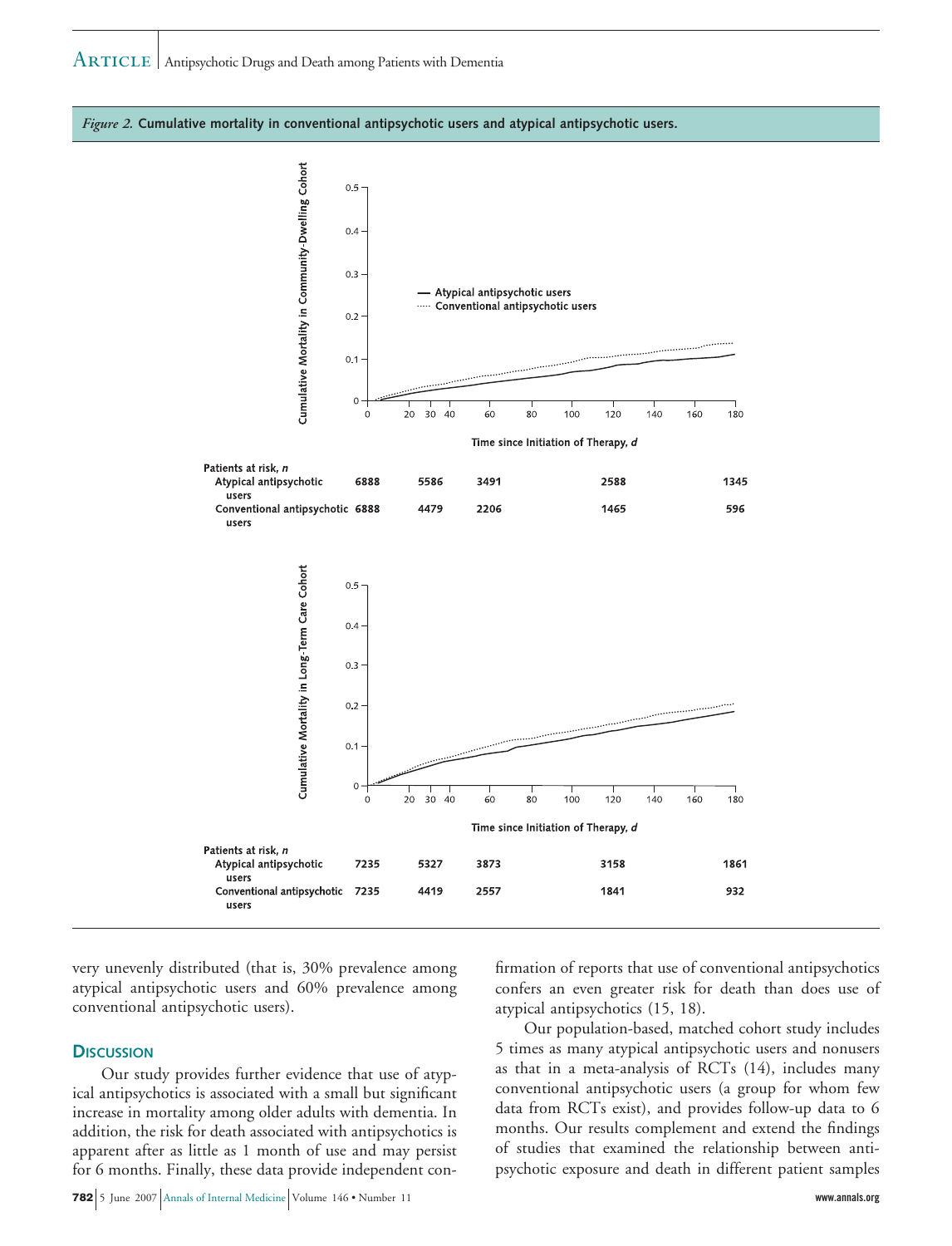*Figure 2.* **Cumulative mortality in conventional antipsychotic users and atypical antipsychotic users.**

**Community-Dwelling Cohort — Patients at risk, *n***

| Time since Initiation of Therapy, *d* | 0 | 30 | 60 | 120 | 180 |
|---|---|---|---|---|---|
| Atypical antipsychotic users | 6888 | 5586 | 3491 | 2588 | 1345 |
| Conventional antipsychotic users | 6888 | 4479 | 2206 | 1465 | 596 |

**Long-Term Care Cohort — Patients at risk, *n***

| Time since Initiation of Therapy, *d* | 0 | 30 | 60 | 120 | 180 |
|---|---|---|---|---|---|
| Atypical antipsychotic users | 7235 | 5327 | 3873 | 3158 | 1861 |
| Conventional antipsychotic users | 7235 | 4419 | 2557 | 1841 | 932 |

very unevenly distributed (that is, 30% prevalence among atypical antipsychotic users and 60% prevalence among conventional antipsychotic users).

## Discussion

Our study provides further evidence that use of atypical antipsychotics is associated with a small but significant increase in mortality among older adults with dementia. In addition, the risk for death associated with antipsychotics is apparent after as little as 1 month of use and may persist for 6 months. Finally, these data provide independent confirmation of reports that use of conventional antipsychotics confers an even greater risk for death than does use of atypical antipsychotics (15, 18).

Our population-based, matched cohort study includes 5 times as many atypical antipsychotic users and nonusers as that in a meta-analysis of RCTs (14), includes many conventional antipsychotic users (a group for whom few data from RCTs exist), and provides follow-up data to 6 months. Our results complement and extend the findings of studies that examined the relationship between antipsychotic exposure and death in different patient samples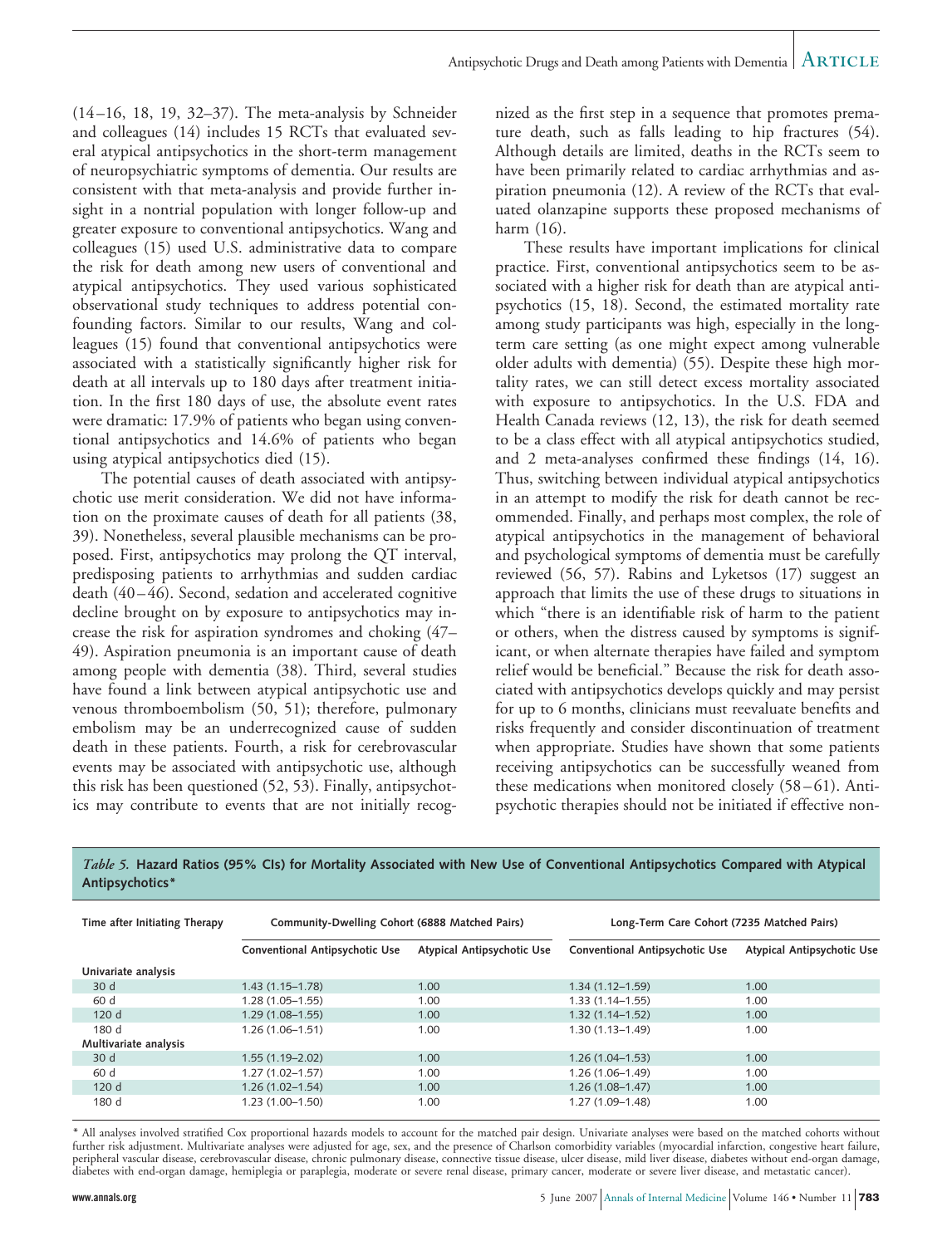(14–16, 18, 19, 32–37). The meta-analysis by Schneider and colleagues (14) includes 15 RCTs that evaluated several atypical antipsychotics in the short-term management of neuropsychiatric symptoms of dementia. Our results are consistent with that meta-analysis and provide further insight in a nontrial population with longer follow-up and greater exposure to conventional antipsychotics. Wang and colleagues (15) used U.S. administrative data to compare the risk for death among new users of conventional and atypical antipsychotics. They used various sophisticated observational study techniques to address potential confounding factors. Similar to our results, Wang and colleagues (15) found that conventional antipsychotics were associated with a statistically significantly higher risk for death at all intervals up to 180 days after treatment initiation. In the first 180 days of use, the absolute event rates were dramatic: 17.9% of patients who began using conventional antipsychotics and 14.6% of patients who began using atypical antipsychotics died (15).

The potential causes of death associated with antipsychotic use merit consideration. We did not have information on the proximate causes of death for all patients (38, 39). Nonetheless, several plausible mechanisms can be proposed. First, antipsychotics may prolong the QT interval, predisposing patients to arrhythmias and sudden cardiac death (40–46). Second, sedation and accelerated cognitive decline brought on by exposure to antipsychotics may increase the risk for aspiration syndromes and choking (47–49). Aspiration pneumonia is an important cause of death among people with dementia (38). Third, several studies have found a link between atypical antipsychotic use and venous thromboembolism (50, 51); therefore, pulmonary embolism may be an underrecognized cause of sudden death in these patients. Fourth, a risk for cerebrovascular events may be associated with antipsychotic use, although this risk has been questioned (52, 53). Finally, antipsychotics may contribute to events that are not initially recognized as the first step in a sequence that promotes premature death, such as falls leading to hip fractures (54). Although details are limited, deaths in the RCTs seem to have been primarily related to cardiac arrhythmias and aspiration pneumonia (12). A review of the RCTs that evaluated olanzapine supports these proposed mechanisms of harm (16).

These results have important implications for clinical practice. First, conventional antipsychotics seem to be associated with a higher risk for death than are atypical antipsychotics (15, 18). Second, the estimated mortality rate among study participants was high, especially in the long-term care setting (as one might expect among vulnerable older adults with dementia) (55). Despite these high mortality rates, we can still detect excess mortality associated with exposure to antipsychotics. In the U.S. FDA and Health Canada reviews (12, 13), the risk for death seemed to be a class effect with all atypical antipsychotics studied, and 2 meta-analyses confirmed these findings (14, 16). Thus, switching between individual atypical antipsychotics in an attempt to modify the risk for death cannot be recommended. Finally, and perhaps most complex, the role of atypical antipsychotics in the management of behavioral and psychological symptoms of dementia must be carefully reviewed (56, 57). Rabins and Lyketsos (17) suggest an approach that limits the use of these drugs to situations in which "there is an identifiable risk of harm to the patient or others, when the distress caused by symptoms is significant, or when alternate therapies have failed and symptom relief would be beneficial." Because the risk for death associated with antipsychotics develops quickly and may persist for up to 6 months, clinicians must reevaluate benefits and risks frequently and consider discontinuation of treatment when appropriate. Studies have shown that some patients receiving antipsychotics can be successfully weaned from these medications when monitored closely (58–61). Antipsychotic therapies should not be initiated if effective non-

*Table 5.* **Hazard Ratios (95% CIs) for Mortality Associated with New Use of Conventional Antipsychotics Compared with Atypical Antipsychotics***

| Time after Initiating Therapy | Community-Dwelling Cohort (6888 Matched Pairs) | | Long-Term Care Cohort (7235 Matched Pairs) | |
|---|---|---|---|---|
| | Conventional Antipsychotic Use | Atypical Antipsychotic Use | Conventional Antipsychotic Use | Atypical Antipsychotic Use |
| Univariate analysis | | | | |
| 30 d | 1.43 (1.15–1.78) | 1.00 | 1.34 (1.12–1.59) | 1.00 |
| 60 d | 1.28 (1.05–1.55) | 1.00 | 1.33 (1.14–1.55) | 1.00 |
| 120 d | 1.29 (1.08–1.55) | 1.00 | 1.32 (1.14–1.52) | 1.00 |
| 180 d | 1.26 (1.06–1.51) | 1.00 | 1.30 (1.13–1.49) | 1.00 |
| Multivariate analysis | | | | |
| 30 d | 1.55 (1.19–2.02) | 1.00 | 1.26 (1.04–1.53) | 1.00 |
| 60 d | 1.27 (1.02–1.57) | 1.00 | 1.26 (1.06–1.49) | 1.00 |
| 120 d | 1.26 (1.02–1.54) | 1.00 | 1.26 (1.08–1.47) | 1.00 |
| 180 d | 1.23 (1.00–1.50) | 1.00 | 1.27 (1.09–1.48) | 1.00 |

* All analyses involved stratified Cox proportional hazards models to account for the matched pair design. Univariate analyses were based on the matched cohorts without further risk adjustment. Multivariate analyses were adjusted for age, sex, and the presence of Charlson comorbidity variables (myocardial infarction, congestive heart failure, peripheral vascular disease, cerebrovascular disease, chronic pulmonary disease, connective tissue disease, ulcer disease, mild liver disease, diabetes without end-organ damage, diabetes with end-organ damage, hemiplegia or paraplegia, moderate or severe renal disease, primary cancer, moderate or severe liver disease, and metastatic cancer).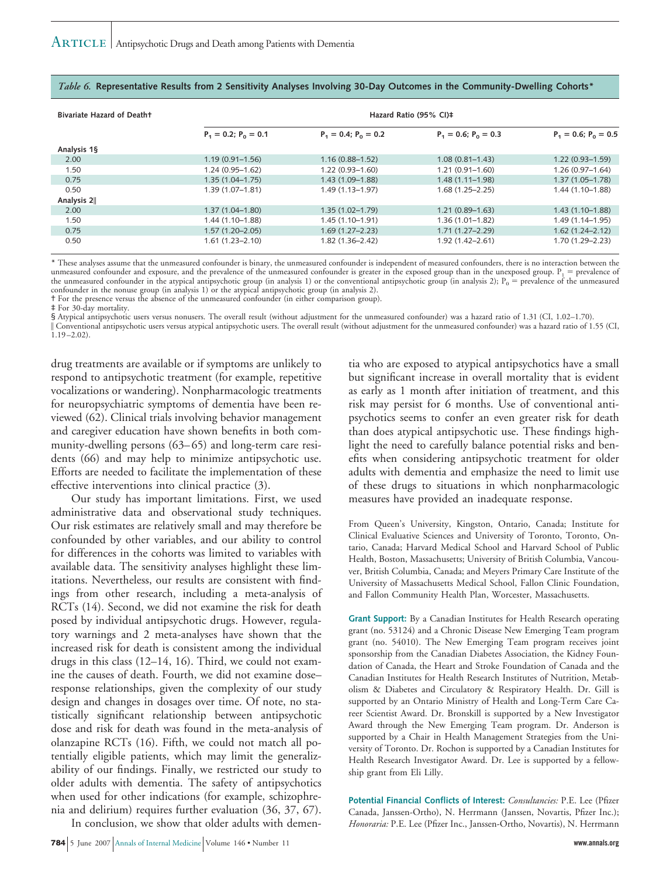*Table 6.* **Representative Results from 2 Sensitivity Analyses Involving 30-Day Outcomes in the Community-Dwelling Cohorts***

| Bivariate Hazard of Death† | Hazard Ratio (95% CI)‡ | | | |
|---|---|---|---|---|
| | $P_1 = 0.2$; $P_0 = 0.1$ | $P_1 = 0.4$; $P_0 = 0.2$ | $P_1 = 0.6$; $P_0 = 0.3$ | $P_1 = 0.6$; $P_0 = 0.5$ |
| **Analysis 1§** | | | | |
| 2.00 | 1.19 (0.91–1.56) | 1.16 (0.88–1.52) | 1.08 (0.81–1.43) | 1.22 (0.93–1.59) |
| 1.50 | 1.24 (0.95–1.62) | 1.22 (0.93–1.60) | 1.21 (0.91–1.60) | 1.26 (0.97–1.64) |
| 0.75 | 1.35 (1.04–1.75) | 1.43 (1.09–1.88) | 1.48 (1.11–1.98) | 1.37 (1.05–1.78) |
| 0.50 | 1.39 (1.07–1.81) | 1.49 (1.13–1.97) | 1.68 (1.25–2.25) | 1.44 (1.10–1.88) |
| **Analysis 2‖** | | | | |
| 2.00 | 1.37 (1.04–1.80) | 1.35 (1.02–1.79) | 1.21 (0.89–1.63) | 1.43 (1.10–1.88) |
| 1.50 | 1.44 (1.10–1.88) | 1.45 (1.10–1.91) | 1.36 (1.01–1.82) | 1.49 (1.14–1.95) |
| 0.75 | 1.57 (1.20–2.05) | 1.69 (1.27–2.23) | 1.71 (1.27–2.29) | 1.62 (1.24–2.12) |
| 0.50 | 1.61 (1.23–2.10) | 1.82 (1.36–2.42) | 1.92 (1.42–2.61) | 1.70 (1.29–2.23) |

* These analyses assume that the unmeasured confounder is binary, the unmeasured confounder is independent of measured confounders, there is no interaction between the unmeasured confounder and exposure, and the prevalence of the unmeasured confounder is greater in the exposed group than in the unexposed group. $P_1$ = prevalence of the unmeasured confounder in the atypical antipsychotic group (in analysis 1) or the conventional antipsychotic group (in analysis 2); $P_0$ = prevalence of the unmeasured confounder in the nonuse group (in analysis 1) or the atypical antipsychotic group (in analysis 2).

† For the presence versus the absence of the unmeasured confounder (in either comparison group).

‡ For 30-day mortality.

§ Atypical antipsychotic users versus nonusers. The overall result (without adjustment for the unmeasured confounder) was a hazard ratio of 1.31 (CI, 1.02–1.70).

‖ Conventional antipsychotic users versus atypical antipsychotic users. The overall result (without adjustment for the unmeasured confounder) was a hazard ratio of 1.55 (CI, 1.19–2.02).

drug treatments are available or if symptoms are unlikely to respond to antipsychotic treatment (for example, repetitive vocalizations or wandering). Nonpharmacologic treatments for neuropsychiatric symptoms of dementia have been reviewed (62). Clinical trials involving behavior management and caregiver education have shown benefits in both community-dwelling persons (63–65) and long-term care residents (66) and may help to minimize antipsychotic use. Efforts are needed to facilitate the implementation of these effective interventions into clinical practice (3).

Our study has important limitations. First, we used administrative data and observational study techniques. Our risk estimates are relatively small and may therefore be confounded by other variables, and our ability to control for differences in the cohorts was limited to variables with available data. The sensitivity analyses highlight these limitations. Nevertheless, our results are consistent with findings from other research, including a meta-analysis of RCTs (14). Second, we did not examine the risk for death posed by individual antipsychotic drugs. However, regulatory warnings and 2 meta-analyses have shown that the increased risk for death is consistent among the individual drugs in this class (12–14, 16). Third, we could not examine the causes of death. Fourth, we did not examine dose–response relationships, given the complexity of our study design and changes in dosages over time. Of note, no statistically significant relationship between antipsychotic dose and risk for death was found in the meta-analysis of olanzapine RCTs (16). Fifth, we could not match all potentially eligible patients, which may limit the generalizability of our findings. Finally, we restricted our study to older adults with dementia. The safety of antipsychotics when used for other indications (for example, schizophrenia and delirium) requires further evaluation (36, 37, 67).

In conclusion, we show that older adults with dementia who are exposed to atypical antipsychotics have a small but significant increase in overall mortality that is evident as early as 1 month after initiation of treatment, and this risk may persist for 6 months. Use of conventional antipsychotics seems to confer an even greater risk for death than does atypical antipsychotic use. These findings highlight the need to carefully balance potential risks and benefits when considering antipsychotic treatment for older adults with dementia and emphasize the need to limit use of these drugs to situations in which nonpharmacologic measures have provided an inadequate response.

From Queen's University, Kingston, Ontario, Canada; Institute for Clinical Evaluative Sciences and University of Toronto, Toronto, Ontario, Canada; Harvard Medical School and Harvard School of Public Health, Boston, Massachusetts; University of British Columbia, Vancouver, British Columbia, Canada; and Meyers Primary Care Institute of the University of Massachusetts Medical School, Fallon Clinic Foundation, and Fallon Community Health Plan, Worcester, Massachusetts.

**Grant Support:** By a Canadian Institutes for Health Research operating grant (no. 53124) and a Chronic Disease New Emerging Team program grant (no. 54010). The New Emerging Team program receives joint sponsorship from the Canadian Diabetes Association, the Kidney Foundation of Canada, the Heart and Stroke Foundation of Canada and the Canadian Institutes for Health Research Institutes of Nutrition, Metabolism & Diabetes and Circulatory & Respiratory Health. Dr. Gill is supported by an Ontario Ministry of Health and Long-Term Care Career Scientist Award. Dr. Bronskill is supported by a New Investigator Award through the New Emerging Team program. Dr. Anderson is supported by a Chair in Health Management Strategies from the University of Toronto. Dr. Rochon is supported by a Canadian Institutes for Health Research Investigator Award. Dr. Lee is supported by a fellowship grant from Eli Lilly.

**Potential Financial Conflicts of Interest:** *Consultancies:* P.E. Lee (Pfizer Canada, Janssen-Ortho), N. Herrmann (Janssen, Novartis, Pfizer Inc.); *Honoraria:* P.E. Lee (Pfizer Inc., Janssen-Ortho, Novartis), N. Herrmann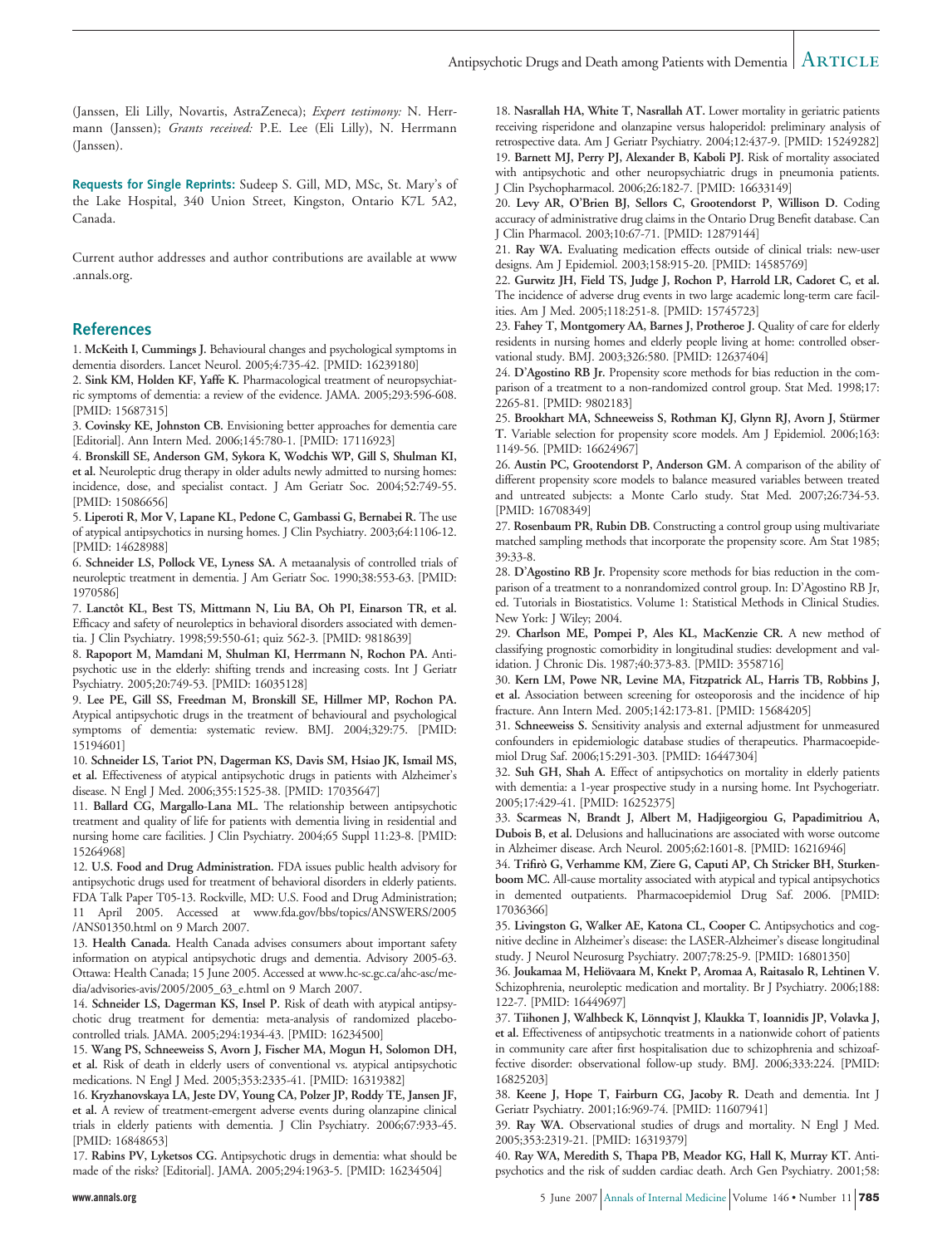(Janssen, Eli Lilly, Novartis, AstraZeneca); *Expert testimony:* N. Herrmann (Janssen); *Grants received:* P.E. Lee (Eli Lilly), N. Herrmann (Janssen).

**Requests for Single Reprints:** Sudeep S. Gill, MD, MSc, St. Mary's of the Lake Hospital, 340 Union Street, Kingston, Ontario K7L 5A2, Canada.

Current author addresses and author contributions are available at www.annals.org.

## References

1. **McKeith I, Cummings J.** Behavioural changes and psychological symptoms in dementia disorders. Lancet Neurol. 2005;4:735-42. [PMID: 16239180]
2. **Sink KM, Holden KF, Yaffe K.** Pharmacological treatment of neuropsychiatric symptoms of dementia: a review of the evidence. JAMA. 2005;293:596-608. [PMID: 15687315]
3. **Covinsky KE, Johnston CB.** Envisioning better approaches for dementia care [Editorial]. Ann Intern Med. 2006;145:780-1. [PMID: 17116923]
4. **Bronskill SE, Anderson GM, Sykora K, Wodchis WP, Gill S, Shulman KI, et al.** Neuroleptic drug therapy in older adults newly admitted to nursing homes: incidence, dose, and specialist contact. J Am Geriatr Soc. 2004;52:749-55. [PMID: 15086656]
5. **Liperoti R, Mor V, Lapane KL, Pedone C, Gambassi G, Bernabei R.** The use of atypical antipsychotics in nursing homes. J Clin Psychiatry. 2003;64:1106-12. [PMID: 14628988]
6. **Schneider LS, Pollock VE, Lyness SA.** A metaanalysis of controlled trials of neuroleptic treatment in dementia. J Am Geriatr Soc. 1990;38:553-63. [PMID: 1970586]
7. **Lanctôt KL, Best TS, Mittmann N, Liu BA, Oh PI, Einarson TR, et al.** Efficacy and safety of neuroleptics in behavioral disorders associated with dementia. J Clin Psychiatry. 1998;59:550-61; quiz 562-3. [PMID: 9818639]
8. **Rapoport M, Mamdani M, Shulman KI, Herrmann N, Rochon PA.** Antipsychotic use in the elderly: shifting trends and increasing costs. Int J Geriatr Psychiatry. 2005;20:749-53. [PMID: 16035128]
9. **Lee PE, Gill SS, Freedman M, Bronskill SE, Hillmer MP, Rochon PA.** Atypical antipsychotic drugs in the treatment of behavioural and psychological symptoms of dementia: systematic review. BMJ. 2004;329:75. [PMID: 15194601]
10. **Schneider LS, Tariot PN, Dagerman KS, Davis SM, Hsiao JK, Ismail MS, et al.** Effectiveness of atypical antipsychotic drugs in patients with Alzheimer's disease. N Engl J Med. 2006;355:1525-38. [PMID: 17035647]
11. **Ballard CG, Margallo-Lana ML.** The relationship between antipsychotic treatment and quality of life for patients with dementia living in residential and nursing home care facilities. J Clin Psychiatry. 2004;65 Suppl 11:23-8. [PMID: 15264968]
12. **U.S. Food and Drug Administration.** FDA issues public health advisory for antipsychotic drugs used for treatment of behavioral disorders in elderly patients. FDA Talk Paper T05-13. Rockville, MD: U.S. Food and Drug Administration; 11 April 2005. Accessed at www.fda.gov/bbs/topics/ANSWERS/2005/ANS01350.html on 9 March 2007.
13. **Health Canada.** Health Canada advises consumers about important safety information on atypical antipsychotic drugs and dementia. Advisory 2005-63. Ottawa: Health Canada; 15 June 2005. Accessed at www.hc-sc.gc.ca/ahc-asc/media/advisories-avis/2005/2005_63_e.html on 9 March 2007.
14. **Schneider LS, Dagerman KS, Insel P.** Risk of death with atypical antipsychotic drug treatment for dementia: meta-analysis of randomized placebo-controlled trials. JAMA. 2005;294:1934-43. [PMID: 16234500]
15. **Wang PS, Schneeweiss S, Avorn J, Fischer MA, Mogun H, Solomon DH, et al.** Risk of death in elderly users of conventional vs. atypical antipsychotic medications. N Engl J Med. 2005;353:2335-41. [PMID: 16319382]
16. **Kryzhanovskaya LA, Jeste DV, Young CA, Polzer JP, Roddy TE, Jansen JF, et al.** A review of treatment-emergent adverse events during olanzapine clinical trials in elderly patients with dementia. J Clin Psychiatry. 2006;67:933-45. [PMID: 16848653]
17. **Rabins PV, Lyketsos CG.** Antipsychotic drugs in dementia: what should be made of the risks? [Editorial]. JAMA. 2005;294:1963-5. [PMID: 16234504]
18. **Nasrallah HA, White T, Nasrallah AT.** Lower mortality in geriatric patients receiving risperidone and olanzapine versus haloperidol: preliminary analysis of retrospective data. Am J Geriatr Psychiatry. 2004;12:437-9. [PMID: 15249282]
19. **Barnett MJ, Perry PJ, Alexander B, Kaboli PJ.** Risk of mortality associated with antipsychotic and other neuropsychiatric drugs in pneumonia patients. J Clin Psychopharmacol. 2006;26:182-7. [PMID: 16633149]
20. **Levy AR, O'Brien BJ, Sellors C, Grootendorst P, Willison D.** Coding accuracy of administrative drug claims in the Ontario Drug Benefit database. Can J Clin Pharmacol. 2003;10:67-71. [PMID: 12879144]
21. **Ray WA.** Evaluating medication effects outside of clinical trials: new-user designs. Am J Epidemiol. 2003;158:915-20. [PMID: 14585769]
22. **Gurwitz JH, Field TS, Judge J, Rochon P, Harrold LR, Cadoret C, et al.** The incidence of adverse drug events in two large academic long-term care facilities. Am J Med. 2005;118:251-8. [PMID: 15745723]
23. **Fahey T, Montgomery AA, Barnes J, Protheroe J.** Quality of care for elderly residents in nursing homes and elderly people living at home: controlled observational study. BMJ. 2003;326:580. [PMID: 12637404]
24. **D'Agostino RB Jr.** Propensity score methods for bias reduction in the comparison of a treatment to a non-randomized control group. Stat Med. 1998;17:2265-81. [PMID: 9802183]
25. **Brookhart MA, Schneeweiss S, Rothman KJ, Glynn RJ, Avorn J, Stürmer T.** Variable selection for propensity score models. Am J Epidemiol. 2006;163:1149-56. [PMID: 16624967]
26. **Austin PC, Grootendorst P, Anderson GM.** A comparison of the ability of different propensity score models to balance measured variables between treated and untreated subjects: a Monte Carlo study. Stat Med. 2007;26:734-53. [PMID: 16708349]
27. **Rosenbaum PR, Rubin DB.** Constructing a control group using multivariate matched sampling methods that incorporate the propensity score. Am Stat 1985;39:33-8.
28. **D'Agostino RB Jr.** Propensity score methods for bias reduction in the comparison of a treatment to a nonrandomized control group. In: D'Agostino RB Jr, ed. Tutorials in Biostatistics. Volume 1: Statistical Methods in Clinical Studies. New York: J Wiley; 2004.
29. **Charlson ME, Pompei P, Ales KL, MacKenzie CR.** A new method of classifying prognostic comorbidity in longitudinal studies: development and validation. J Chronic Dis. 1987;40:373-83. [PMID: 3558716]
30. **Kern LM, Powe NR, Levine MA, Fitzpatrick AL, Harris TB, Robbins J, et al.** Association between screening for osteoporosis and the incidence of hip fracture. Ann Intern Med. 2005;142:173-81. [PMID: 15684205]
31. **Schneeweiss S.** Sensitivity analysis and external adjustment for unmeasured confounders in epidemiologic database studies of therapeutics. Pharmacoepidemiol Drug Saf. 2006;15:291-303. [PMID: 16447304]
32. **Suh GH, Shah A.** Effect of antipsychotics on mortality in elderly patients with dementia: a 1-year prospective study in a nursing home. Int Psychogeriatr. 2005;17:429-41. [PMID: 16252375]
33. **Scarmeas N, Brandt J, Albert M, Hadjigeorgiou G, Papadimitriou A, Dubois B, et al.** Delusions and hallucinations are associated with worse outcome in Alzheimer disease. Arch Neurol. 2005;62:1601-8. [PMID: 16216946]
34. **Trifirò G, Verhamme KM, Ziere G, Caputi AP, Ch Stricker BH, Sturkenboom MC.** All-cause mortality associated with atypical and typical antipsychotics in demented outpatients. Pharmacoepidemiol Drug Saf. 2006. [PMID: 17036366]
35. **Livingston G, Walker AE, Katona CL, Cooper C.** Antipsychotics and cognitive decline in Alzheimer's disease: the LASER-Alzheimer's disease longitudinal study. J Neurol Neurosurg Psychiatry. 2007;78:25-9. [PMID: 16801350]
36. **Joukamaa M, Heliövaara M, Knekt P, Aromaa A, Raitasalo R, Lehtinen V.** Schizophrenia, neuroleptic medication and mortality. Br J Psychiatry. 2006;188:122-7. [PMID: 16449697]
37. **Tiihonen J, Walhbeck K, Lönnqvist J, Klaukka T, Ioannidis JP, Volavka J, et al.** Effectiveness of antipsychotic treatments in a nationwide cohort of patients in community care after first hospitalisation due to schizophrenia and schizoaffective disorder: observational follow-up study. BMJ. 2006;333:224. [PMID: 16825203]
38. **Keene J, Hope T, Fairburn CG, Jacoby R.** Death and dementia. Int J Geriatr Psychiatry. 2001;16:969-74. [PMID: 11607941]
39. **Ray WA.** Observational studies of drugs and mortality. N Engl J Med. 2005;353:2319-21. [PMID: 16319379]
40. **Ray WA, Meredith S, Thapa PB, Meador KG, Hall K, Murray KT.** Antipsychotics and the risk of sudden cardiac death. Arch Gen Psychiatry. 2001;58: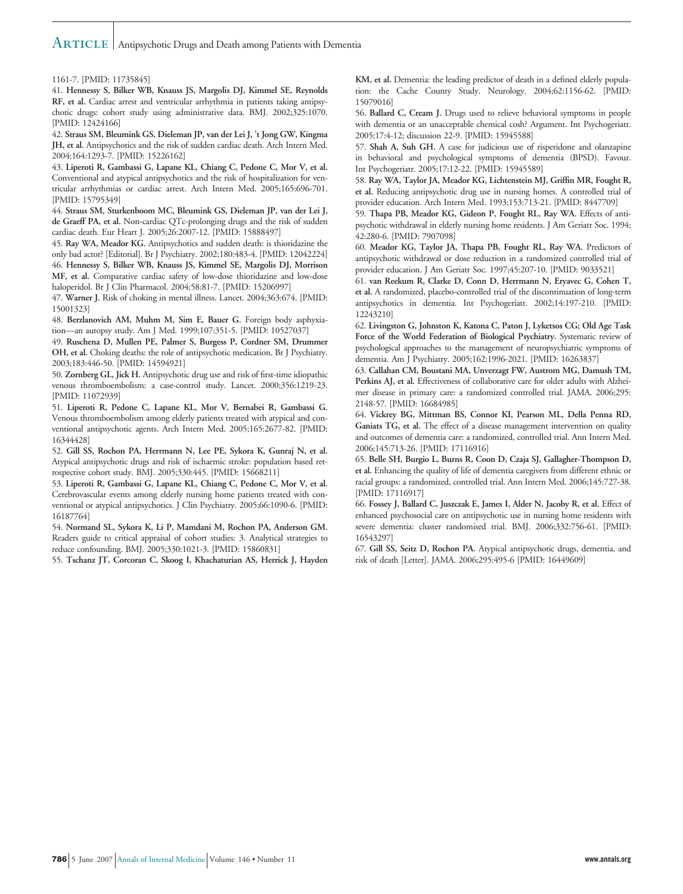1161-7. [PMID: 11735845]

41. **Hennessy S, Bilker WB, Knauss JS, Margolis DJ, Kimmel SE, Reynolds RF, et al.** Cardiac arrest and ventricular arrhythmia in patients taking antipsychotic drugs: cohort study using administrative data. BMJ. 2002;325:1070. [PMID: 12424166]

42. **Straus SM, Bleumink GS, Dieleman JP, van der Lei J, 't Jong GW, Kingma JH, et al.** Antipsychotics and the risk of sudden cardiac death. Arch Intern Med. 2004;164:1293-7. [PMID: 15226162]

43. **Liperoti R, Gambassi G, Lapane KL, Chiang C, Pedone C, Mor V, et al.** Conventional and atypical antipsychotics and the risk of hospitalization for ventricular arrhythmias or cardiac arrest. Arch Intern Med. 2005;165:696-701. [PMID: 15795349]

44. **Straus SM, Sturkenboom MC, Bleumink GS, Dieleman JP, van der Lei J, de Graeff PA, et al.** Non-cardiac QTc-prolonging drugs and the risk of sudden cardiac death. Eur Heart J. 2005;26:2007-12. [PMID: 15888497]

45. **Ray WA, Meador KG.** Antipsychotics and sudden death: is thioridazine the only bad actor? [Editorial]. Br J Psychiatry. 2002;180:483-4. [PMID: 12042224]

46. **Hennessy S, Bilker WB, Knauss JS, Kimmel SE, Margolis DJ, Morrison MF, et al.** Comparative cardiac safety of low-dose thioridazine and low-dose haloperidol. Br J Clin Pharmacol. 2004;58:81-7. [PMID: 15206997]

47. **Warner J.** Risk of choking in mental illness. Lancet. 2004;363:674. [PMID: 15001323]

48. **Berzlanovich AM, Muhm M, Sim E, Bauer G.** Foreign body asphyxiation—an autopsy study. Am J Med. 1999;107:351-5. [PMID: 10527037]

49. **Ruschena D, Mullen PE, Palmer S, Burgess P, Cordner SM, Drummer OH, et al.** Choking deaths: the role of antipsychotic medication. Br J Psychiatry. 2003;183:446-50. [PMID: 14594921]

50. **Zornberg GL, Jick H.** Antipsychotic drug use and risk of first-time idiopathic venous thromboembolism: a case-control study. Lancet. 2000;356:1219-23. [PMID: 11072939]

51. **Liperoti R, Pedone C, Lapane KL, Mor V, Bernabei R, Gambassi G.** Venous thromboembolism among elderly patients treated with atypical and conventional antipsychotic agents. Arch Intern Med. 2005;165:2677-82. [PMID: 16344428]

52. **Gill SS, Rochon PA, Herrmann N, Lee PE, Sykora K, Gunraj N, et al.** Atypical antipsychotic drugs and risk of ischaemic stroke: population based retrospective cohort study. BMJ. 2005;330:445. [PMID: 15668211]

53. **Liperoti R, Gambassi G, Lapane KL, Chiang C, Pedone C, Mor V, et al.** Cerebrovascular events among elderly nursing home patients treated with conventional or atypical antipsychotics. J Clin Psychiatry. 2005;66:1090-6. [PMID: 16187764]

54. **Normand SL, Sykora K, Li P, Mamdani M, Rochon PA, Anderson GM.** Readers guide to critical appraisal of cohort studies: 3. Analytical strategies to reduce confounding. BMJ. 2005;330:1021-3. [PMID: 15860831]

55. **Tschanz JT, Corcoran C, Skoog I, Khachaturian AS, Herrick J, Hayden KM, et al.** Dementia: the leading predictor of death in a defined elderly population: the Cache County Study. Neurology. 2004;62:1156-62. [PMID: 15079016]

56. **Ballard C, Cream J.** Drugs used to relieve behavioral symptoms in people with dementia or an unacceptable chemical cosh? Argument. Int Psychogeriatr. 2005;17:4-12; discussion 22-9. [PMID: 15945588]

57. **Shah A, Suh GH.** A case for judicious use of risperidone and olanzapine in behavioral and psychological symptoms of dementia (BPSD). Favour. Int Psychogeriatr. 2005;17:12-22. [PMID: 15945589]

58. **Ray WA, Taylor JA, Meador KG, Lichtenstein MJ, Griffin MR, Fought R, et al.** Reducing antipsychotic drug use in nursing homes. A controlled trial of provider education. Arch Intern Med. 1993;153:713-21. [PMID: 8447709]

59. **Thapa PB, Meador KG, Gideon P, Fought RL, Ray WA.** Effects of antipsychotic withdrawal in elderly nursing home residents. J Am Geriatr Soc. 1994; 42:280-6. [PMID: 7907098]

60. **Meador KG, Taylor JA, Thapa PB, Fought RL, Ray WA.** Predictors of antipsychotic withdrawal or dose reduction in a randomized controlled trial of provider education. J Am Geriatr Soc. 1997;45:207-10. [PMID: 9033521]

61. **van Reekum R, Clarke D, Conn D, Herrmann N, Eryavec G, Cohen T, et al.** A randomized, placebo-controlled trial of the discontinuation of long-term antipsychotics in dementia. Int Psychogeriatr. 2002;14:197-210. [PMID: 12243210]

62. **Livingston G, Johnston K, Katona C, Paton J, Lyketsos CG; Old Age Task Force of the World Federation of Biological Psychiatry.** Systematic review of psychological approaches to the management of neuropsychiatric symptoms of dementia. Am J Psychiatry. 2005;162:1996-2021. [PMID: 16263837]

63. **Callahan CM, Boustani MA, Unverzagt FW, Austrom MG, Damush TM, Perkins AJ, et al.** Effectiveness of collaborative care for older adults with Alzheimer disease in primary care: a randomized controlled trial. JAMA. 2006;295: 2148-57. [PMID: 16684985]

64. **Vickrey BG, Mittman BS, Connor KI, Pearson ML, Della Penna RD, Ganiats TG, et al.** The effect of a disease management intervention on quality and outcomes of dementia care: a randomized, controlled trial. Ann Intern Med. 2006;145:713-26. [PMID: 17116916]

65. **Belle SH, Burgio L, Burns R, Coon D, Czaja SJ, Gallagher-Thompson D, et al.** Enhancing the quality of life of dementia caregivers from different ethnic or racial groups: a randomized, controlled trial. Ann Intern Med. 2006;145:727-38. [PMID: 17116917]

66. **Fossey J, Ballard C, Juszczak E, James I, Alder N, Jacoby R, et al.** Effect of enhanced psychosocial care on antipsychotic use in nursing home residents with severe dementia: cluster randomised trial. BMJ. 2006;332:756-61. [PMID: 16543297]

67. **Gill SS, Seitz D, Rochon PA.** Atypical antipsychotic drugs, dementia, and risk of death [Letter]. JAMA. 2006;295:495-6 [PMID: 16449609]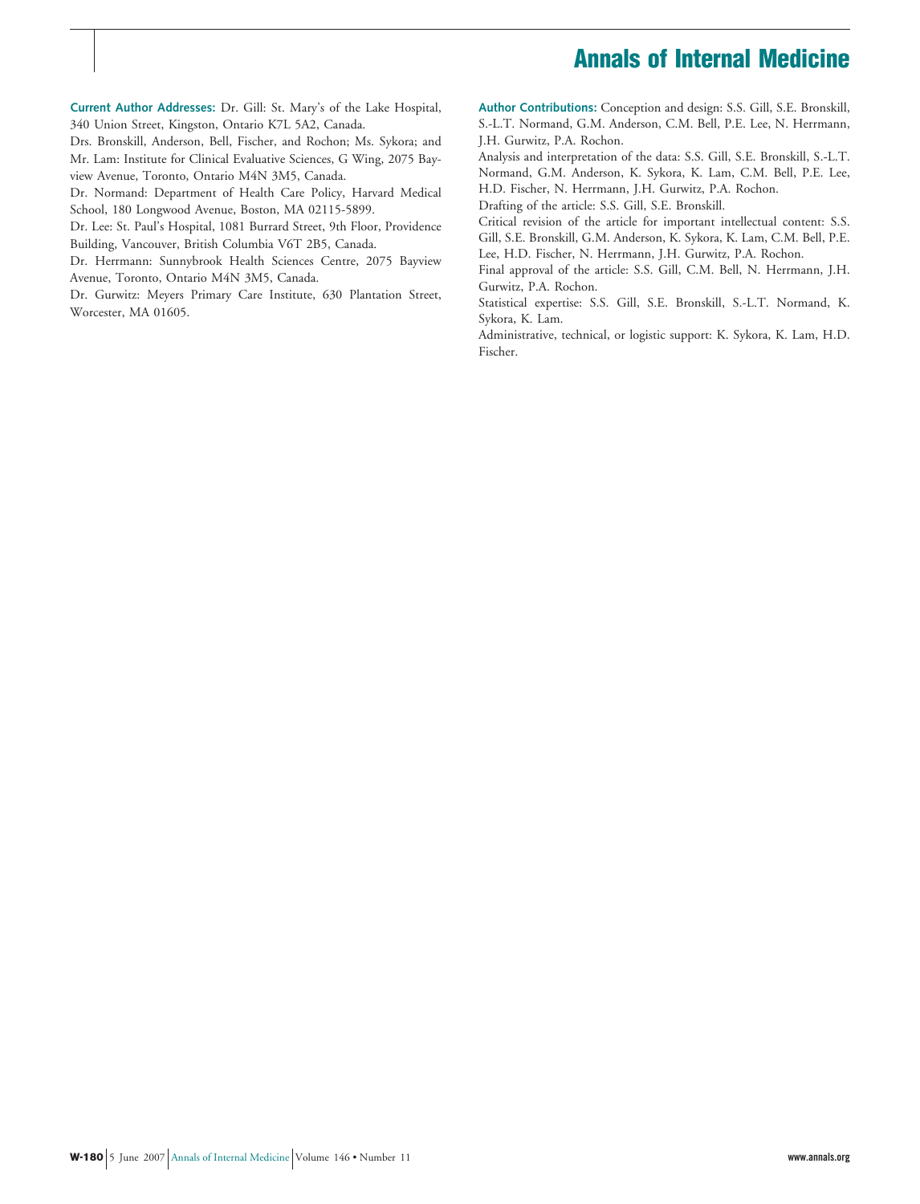**Current Author Addresses:** Dr. Gill: St. Mary's of the Lake Hospital, 340 Union Street, Kingston, Ontario K7L 5A2, Canada.

Drs. Bronskill, Anderson, Bell, Fischer, and Rochon; Ms. Sykora; and Mr. Lam: Institute for Clinical Evaluative Sciences, G Wing, 2075 Bayview Avenue, Toronto, Ontario M4N 3M5, Canada.

Dr. Normand: Department of Health Care Policy, Harvard Medical School, 180 Longwood Avenue, Boston, MA 02115-5899.

Dr. Lee: St. Paul's Hospital, 1081 Burrard Street, 9th Floor, Providence Building, Vancouver, British Columbia V6T 2B5, Canada.

Dr. Herrmann: Sunnybrook Health Sciences Centre, 2075 Bayview Avenue, Toronto, Ontario M4N 3M5, Canada.

Dr. Gurwitz: Meyers Primary Care Institute, 630 Plantation Street, Worcester, MA 01605.

**Author Contributions:** Conception and design: S.S. Gill, S.E. Bronskill, S.-L.T. Normand, G.M. Anderson, C.M. Bell, P.E. Lee, N. Herrmann, J.H. Gurwitz, P.A. Rochon.

Analysis and interpretation of the data: S.S. Gill, S.E. Bronskill, S.-L.T. Normand, G.M. Anderson, K. Sykora, K. Lam, C.M. Bell, P.E. Lee, H.D. Fischer, N. Herrmann, J.H. Gurwitz, P.A. Rochon.

Drafting of the article: S.S. Gill, S.E. Bronskill.

Critical revision of the article for important intellectual content: S.S. Gill, S.E. Bronskill, G.M. Anderson, K. Sykora, K. Lam, C.M. Bell, P.E. Lee, H.D. Fischer, N. Herrmann, J.H. Gurwitz, P.A. Rochon.

Final approval of the article: S.S. Gill, C.M. Bell, N. Herrmann, J.H. Gurwitz, P.A. Rochon.

Statistical expertise: S.S. Gill, S.E. Bronskill, S.-L.T. Normand, K. Sykora, K. Lam.

Administrative, technical, or logistic support: K. Sykora, K. Lam, H.D. Fischer.